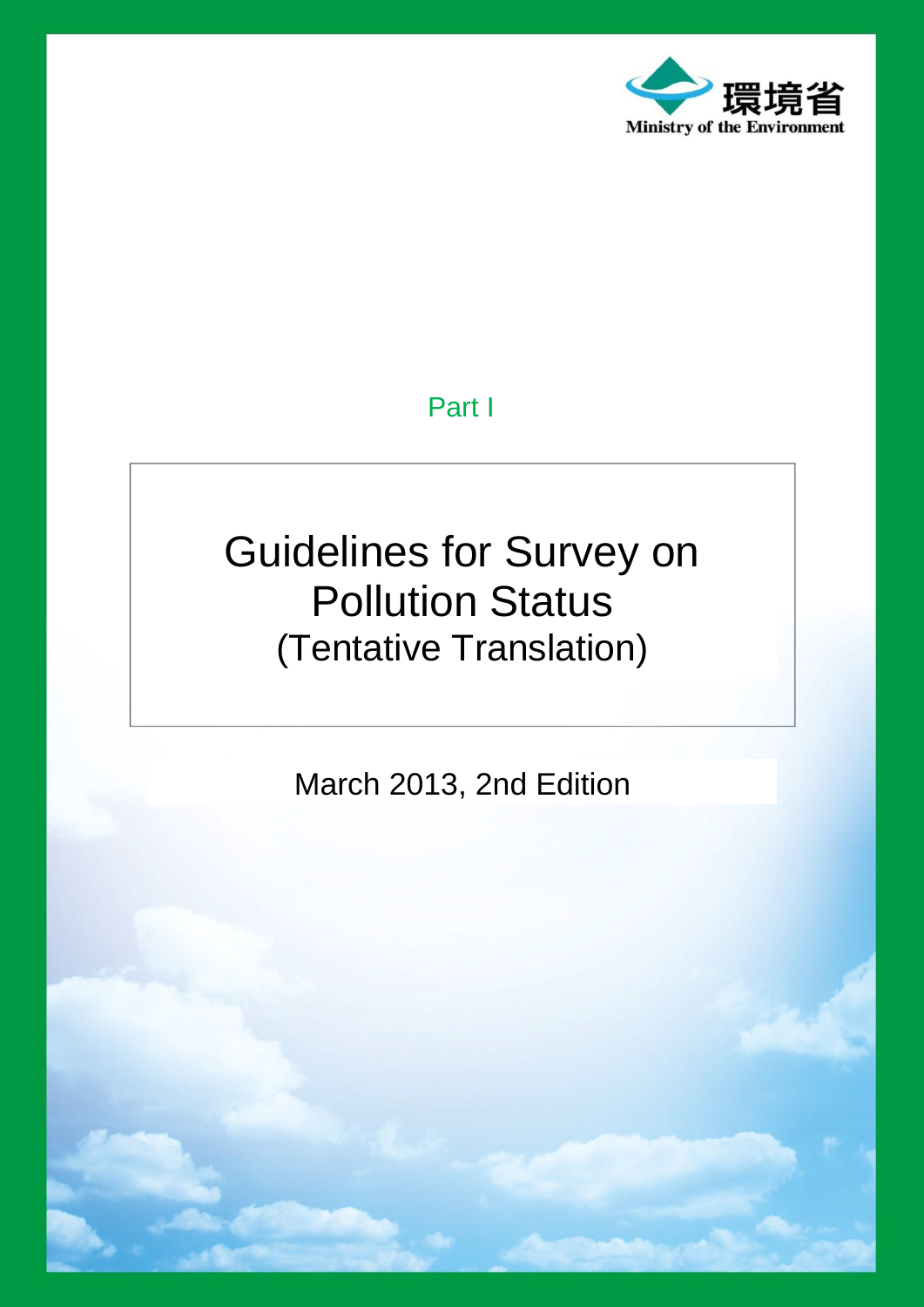環境省
Ministry of the Environment

Part I

# Guidelines for Survey on Pollution Status
(Tentative Translation)

March 2013, 2nd Edition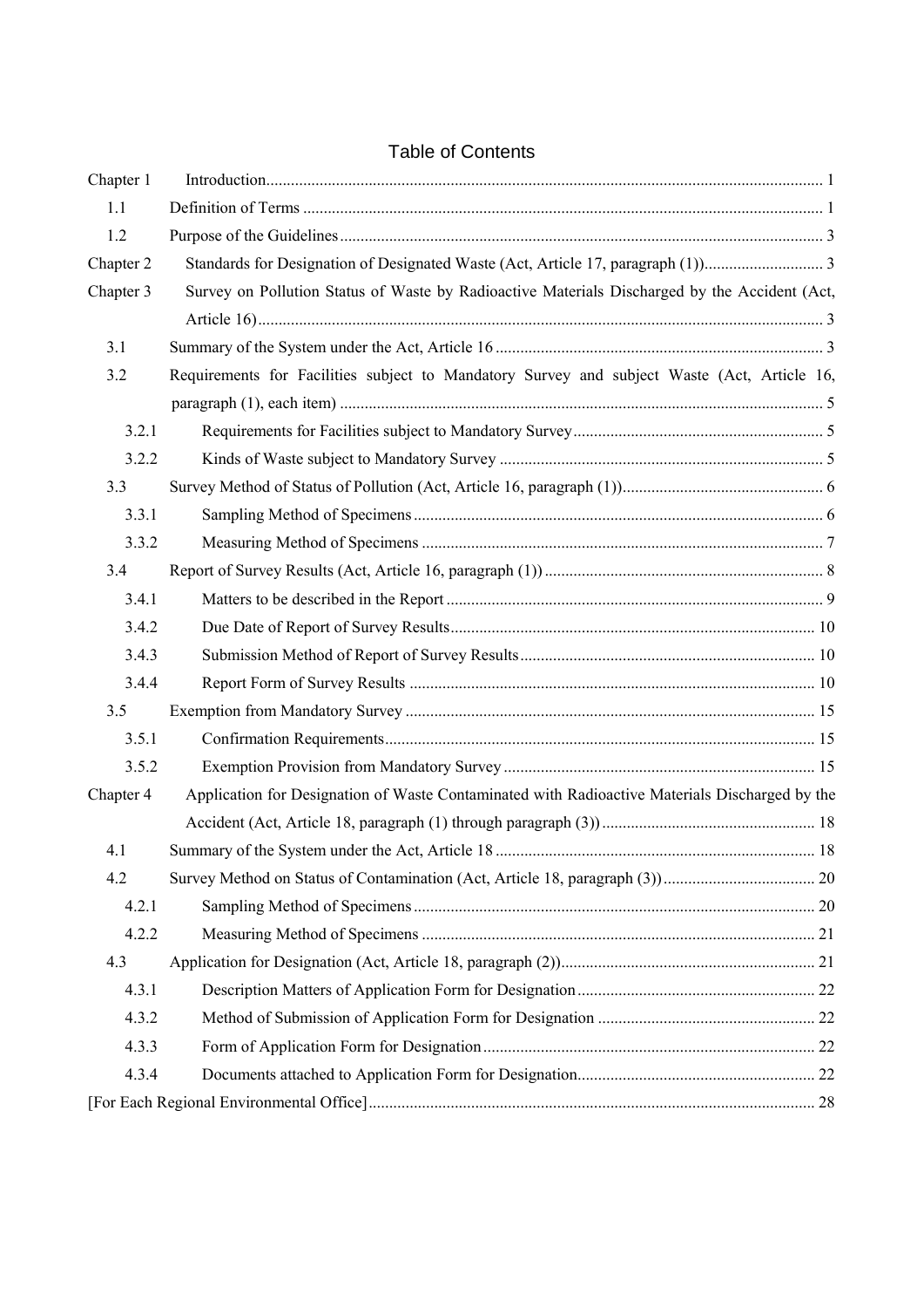# Table of Contents

| | | |
|---|---|---|
| Chapter 1 | Introduction | 1 |
| 1.1 | Definition of Terms | 1 |
| 1.2 | Purpose of the Guidelines | 3 |
| Chapter 2 | Standards for Designation of Designated Waste (Act, Article 17, paragraph (1)) | 3 |
| Chapter 3 | Survey on Pollution Status of Waste by Radioactive Materials Discharged by the Accident (Act, Article 16) | 3 |
| 3.1 | Summary of the System under the Act, Article 16 | 3 |
| 3.2 | Requirements for Facilities subject to Mandatory Survey and subject Waste (Act, Article 16, paragraph (1), each item) | 5 |
| 3.2.1 | Requirements for Facilities subject to Mandatory Survey | 5 |
| 3.2.2 | Kinds of Waste subject to Mandatory Survey | 5 |
| 3.3 | Survey Method of Status of Pollution (Act, Article 16, paragraph (1)) | 6 |
| 3.3.1 | Sampling Method of Specimens | 6 |
| 3.3.2 | Measuring Method of Specimens | 7 |
| 3.4 | Report of Survey Results (Act, Article 16, paragraph (1)) | 8 |
| 3.4.1 | Matters to be described in the Report | 9 |
| 3.4.2 | Due Date of Report of Survey Results | 10 |
| 3.4.3 | Submission Method of Report of Survey Results | 10 |
| 3.4.4 | Report Form of Survey Results | 10 |
| 3.5 | Exemption from Mandatory Survey | 15 |
| 3.5.1 | Confirmation Requirements | 15 |
| 3.5.2 | Exemption Provision from Mandatory Survey | 15 |
| Chapter 4 | Application for Designation of Waste Contaminated with Radioactive Materials Discharged by the Accident (Act, Article 18, paragraph (1) through paragraph (3)) | 18 |
| 4.1 | Summary of the System under the Act, Article 18 | 18 |
| 4.2 | Survey Method on Status of Contamination (Act, Article 18, paragraph (3)) | 20 |
| 4.2.1 | Sampling Method of Specimens | 20 |
| 4.2.2 | Measuring Method of Specimens | 21 |
| 4.3 | Application for Designation (Act, Article 18, paragraph (2)) | 21 |
| 4.3.1 | Description Matters of Application Form for Designation | 22 |
| 4.3.2 | Method of Submission of Application Form for Designation | 22 |
| 4.3.3 | Form of Application Form for Designation | 22 |
| 4.3.4 | Documents attached to Application Form for Designation | 22 |
| [For Each Regional Environmental Office] | | 28 |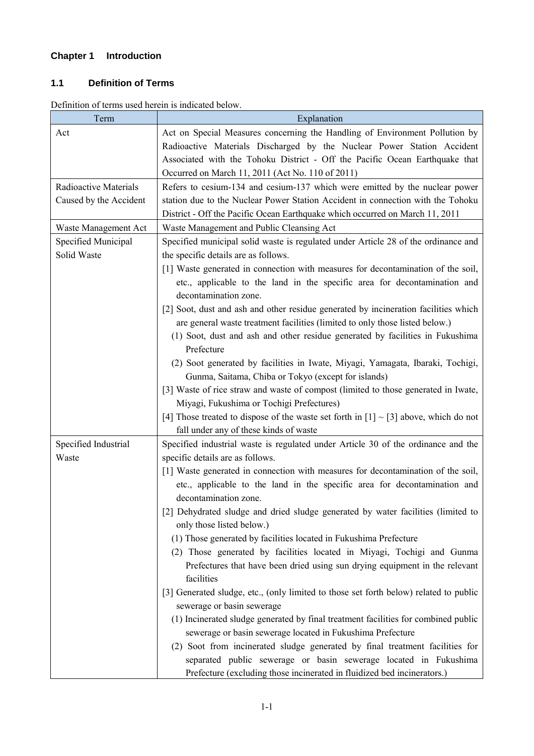# Chapter 1 Introduction

## 1.1 Definition of Terms

Definition of terms used herein is indicated below.

| Term | Explanation |
|---|---|
| Act | Act on Special Measures concerning the Handling of Environment Pollution by Radioactive Materials Discharged by the Nuclear Power Station Accident Associated with the Tohoku District - Off the Pacific Ocean Earthquake that Occurred on March 11, 2011 (Act No. 110 of 2011) |
| Radioactive Materials Caused by the Accident | Refers to cesium-134 and cesium-137 which were emitted by the nuclear power station due to the Nuclear Power Station Accident in connection with the Tohoku District - Off the Pacific Ocean Earthquake which occurred on March 11, 2011 |
| Waste Management Act | Waste Management and Public Cleansing Act |
| Specified Municipal Solid Waste | Specified municipal solid waste is regulated under Article 28 of the ordinance and the specific details are as follows.<br>[1] Waste generated in connection with measures for decontamination of the soil, etc., applicable to the land in the specific area for decontamination and decontamination zone.<br>[2] Soot, dust and ash and other residue generated by incineration facilities which are general waste treatment facilities (limited to only those listed below.)<br>(1) Soot, dust and ash and other residue generated by facilities in Fukushima Prefecture<br>(2) Soot generated by facilities in Iwate, Miyagi, Yamagata, Ibaraki, Tochigi, Gunma, Saitama, Chiba or Tokyo (except for islands)<br>[3] Waste of rice straw and waste of compost (limited to those generated in Iwate, Miyagi, Fukushima or Tochigi Prefectures)<br>[4] Those treated to dispose of the waste set forth in [1] ~ [3] above, which do not fall under any of these kinds of waste |
| Specified Industrial Waste | Specified industrial waste is regulated under Article 30 of the ordinance and the specific details are as follows.<br>[1] Waste generated in connection with measures for decontamination of the soil, etc., applicable to the land in the specific area for decontamination and decontamination zone.<br>[2] Dehydrated sludge and dried sludge generated by water facilities (limited to only those listed below.)<br>(1) Those generated by facilities located in Fukushima Prefecture<br>(2) Those generated by facilities located in Miyagi, Tochigi and Gunma Prefectures that have been dried using sun drying equipment in the relevant facilities<br>[3] Generated sludge, etc., (only limited to those set forth below) related to public sewerage or basin sewerage<br>(1) Incinerated sludge generated by final treatment facilities for combined public sewerage or basin sewerage located in Fukushima Prefecture<br>(2) Soot from incinerated sludge generated by final treatment facilities for separated public sewerage or basin sewerage located in Fukushima Prefecture (excluding those incinerated in fluidized bed incinerators.) |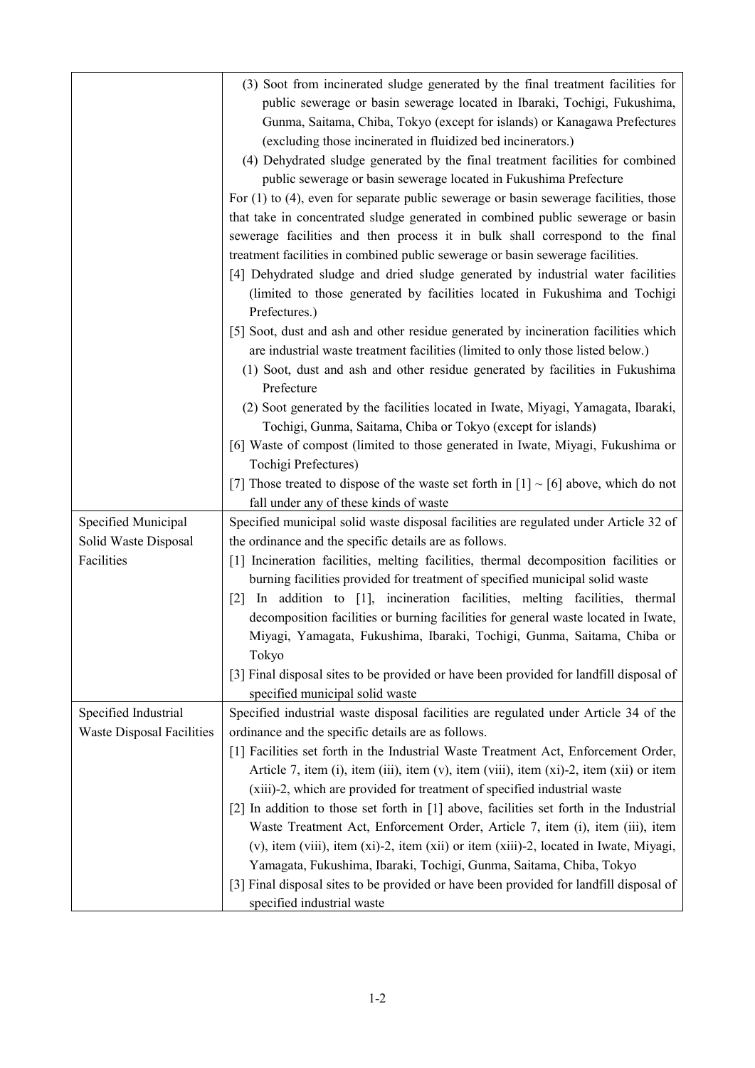| | |
|---|---|
| | (3) Soot from incinerated sludge generated by the final treatment facilities for public sewerage or basin sewerage located in Ibaraki, Tochigi, Fukushima, Gunma, Saitama, Chiba, Tokyo (except for islands) or Kanagawa Prefectures (excluding those incinerated in fluidized bed incinerators.)<br>(4) Dehydrated sludge generated by the final treatment facilities for combined public sewerage or basin sewerage located in Fukushima Prefecture<br>For (1) to (4), even for separate public sewerage or basin sewerage facilities, those that take in concentrated sludge generated in combined public sewerage or basin sewerage facilities and then process it in bulk shall correspond to the final treatment facilities in combined public sewerage or basin sewerage facilities.<br>[4] Dehydrated sludge and dried sludge generated by industrial water facilities (limited to those generated by facilities located in Fukushima and Tochigi Prefectures.)<br>[5] Soot, dust and ash and other residue generated by incineration facilities which are industrial waste treatment facilities (limited to only those listed below.)<br>(1) Soot, dust and ash and other residue generated by facilities in Fukushima Prefecture<br>(2) Soot generated by the facilities located in Iwate, Miyagi, Yamagata, Ibaraki, Tochigi, Gunma, Saitama, Chiba or Tokyo (except for islands)<br>[6] Waste of compost (limited to those generated in Iwate, Miyagi, Fukushima or Tochigi Prefectures)<br>[7] Those treated to dispose of the waste set forth in [1] ~ [6] above, which do not fall under any of these kinds of waste |
| Specified Municipal Solid Waste Disposal Facilities | Specified municipal solid waste disposal facilities are regulated under Article 32 of the ordinance and the specific details are as follows.<br>[1] Incineration facilities, melting facilities, thermal decomposition facilities or burning facilities provided for treatment of specified municipal solid waste<br>[2] In addition to [1], incineration facilities, melting facilities, thermal decomposition facilities or burning facilities for general waste located in Iwate, Miyagi, Yamagata, Fukushima, Ibaraki, Tochigi, Gunma, Saitama, Chiba or Tokyo<br>[3] Final disposal sites to be provided or have been provided for landfill disposal of specified municipal solid waste |
| Specified Industrial Waste Disposal Facilities | Specified industrial waste disposal facilities are regulated under Article 34 of the ordinance and the specific details are as follows.<br>[1] Facilities set forth in the Industrial Waste Treatment Act, Enforcement Order, Article 7, item (i), item (iii), item (v), item (viii), item (xi)-2, item (xii) or item (xiii)-2, which are provided for treatment of specified industrial waste<br>[2] In addition to those set forth in [1] above, facilities set forth in the Industrial Waste Treatment Act, Enforcement Order, Article 7, item (i), item (iii), item (v), item (viii), item (xi)-2, item (xii) or item (xiii)-2, located in Iwate, Miyagi, Yamagata, Fukushima, Ibaraki, Tochigi, Gunma, Saitama, Chiba, Tokyo<br>[3] Final disposal sites to be provided or have been provided for landfill disposal of specified industrial waste |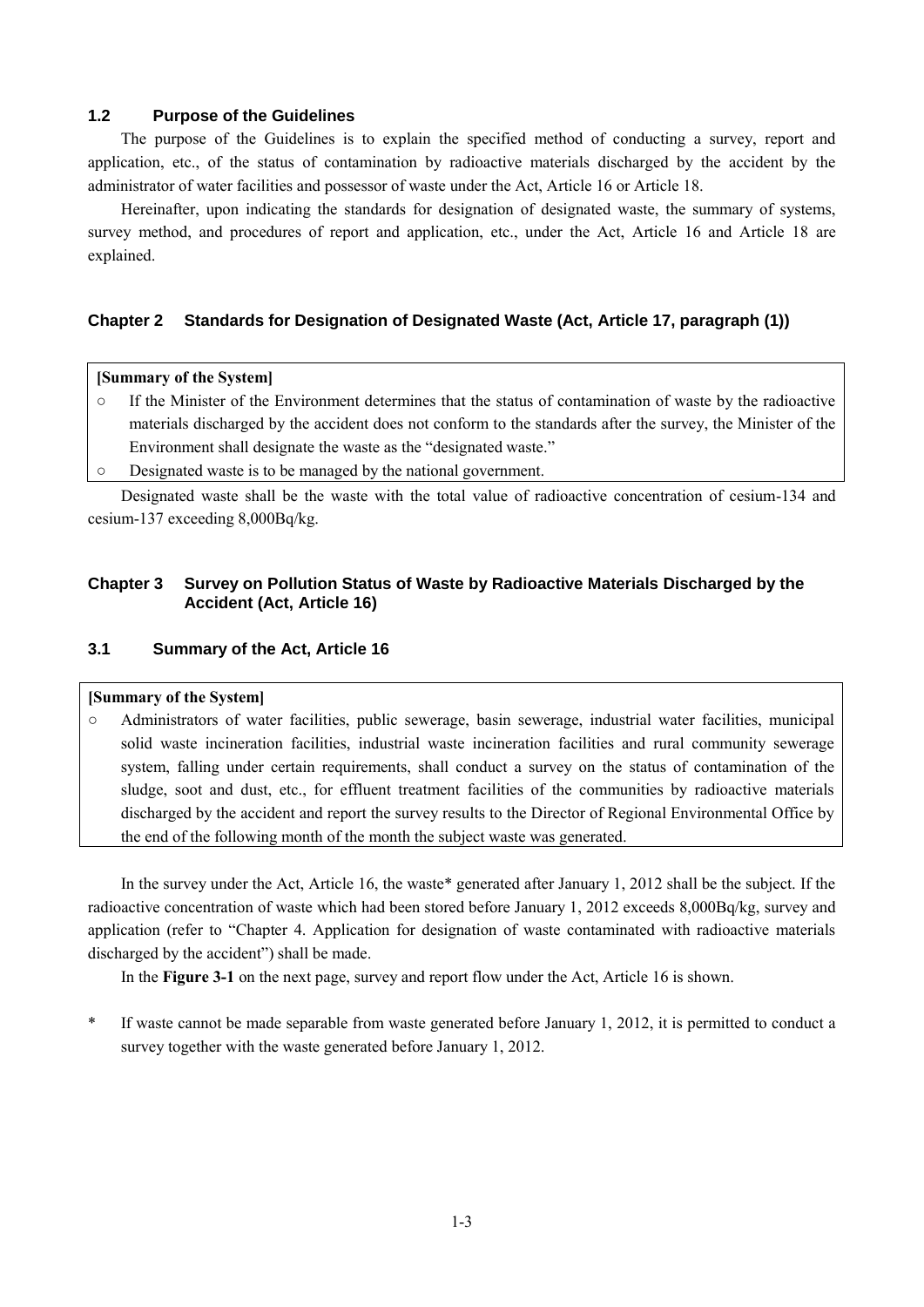### 1.2 Purpose of the Guidelines

The purpose of the Guidelines is to explain the specified method of conducting a survey, report and application, etc., of the status of contamination by radioactive materials discharged by the accident by the administrator of water facilities and possessor of waste under the Act, Article 16 or Article 18.

Hereinafter, upon indicating the standards for designation of designated waste, the summary of systems, survey method, and procedures of report and application, etc., under the Act, Article 16 and Article 18 are explained.

## Chapter 2 Standards for Designation of Designated Waste (Act, Article 17, paragraph (1))

> **[Summary of the System]**
>
> ○ If the Minister of the Environment determines that the status of contamination of waste by the radioactive materials discharged by the accident does not conform to the standards after the survey, the Minister of the Environment shall designate the waste as the "designated waste."
>
> ○ Designated waste is to be managed by the national government.

Designated waste shall be the waste with the total value of radioactive concentration of cesium-134 and cesium-137 exceeding 8,000Bq/kg.

## Chapter 3 Survey on Pollution Status of Waste by Radioactive Materials Discharged by the Accident (Act, Article 16)

### 3.1 Summary of the Act, Article 16

> **[Summary of the System]**
>
> ○ Administrators of water facilities, public sewerage, basin sewerage, industrial water facilities, municipal solid waste incineration facilities, industrial waste incineration facilities and rural community sewerage system, falling under certain requirements, shall conduct a survey on the status of contamination of the sludge, soot and dust, etc., for effluent treatment facilities of the communities by radioactive materials discharged by the accident and report the survey results to the Director of Regional Environmental Office by the end of the following month of the month the subject waste was generated.

In the survey under the Act, Article 16, the waste* generated after January 1, 2012 shall be the subject. If the radioactive concentration of waste which had been stored before January 1, 2012 exceeds 8,000Bq/kg, survey and application (refer to "Chapter 4. Application for designation of waste contaminated with radioactive materials discharged by the accident") shall be made.

In the **Figure 3-1** on the next page, survey and report flow under the Act, Article 16 is shown.

\* If waste cannot be made separable from waste generated before January 1, 2012, it is permitted to conduct a survey together with the waste generated before January 1, 2012.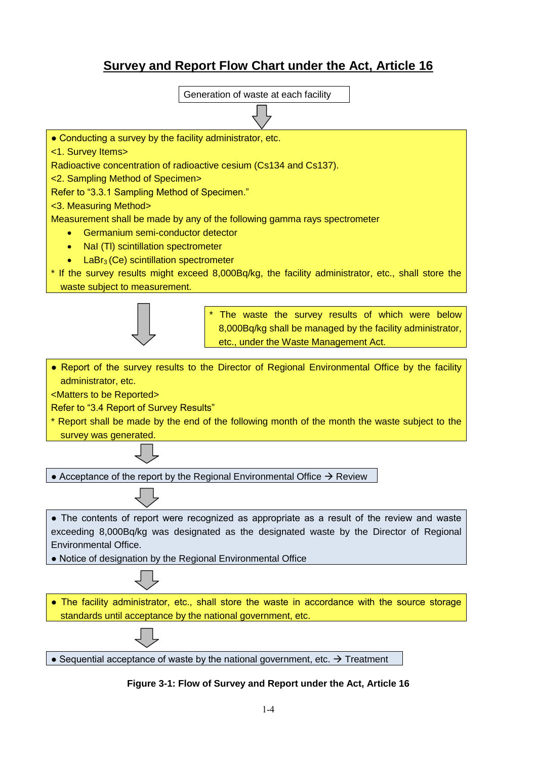# Survey and Report Flow Chart under the Act, Article 16

Generation of waste at each facility

↓

● Conducting a survey by the facility administrator, etc.

<1. Survey Items>

Radioactive concentration of radioactive cesium (Cs134 and Cs137).

<2. Sampling Method of Specimen>

Refer to "3.3.1 Sampling Method of Specimen."

<3. Measuring Method>

Measurement shall be made by any of the following gamma rays spectrometer

- Germanium semi-conductor detector
- NaI (Tl) scintillation spectrometer
- $LaBr_3$ (Ce) scintillation spectrometer

* If the survey results might exceed 8,000Bq/kg, the facility administrator, etc., shall store the waste subject to measurement.

↓

* The waste the survey results of which were below 8,000Bq/kg shall be managed by the facility administrator, etc., under the Waste Management Act.

● Report of the survey results to the Director of Regional Environmental Office by the facility administrator, etc.

<Matters to be Reported>

Refer to "3.4 Report of Survey Results"

* Report shall be made by the end of the following month of the month the waste subject to the survey was generated.

↓

● Acceptance of the report by the Regional Environmental Office → Review

↓

● The contents of report were recognized as appropriate as a result of the review and waste exceeding 8,000Bq/kg was designated as the designated waste by the Director of Regional Environmental Office.

● Notice of designation by the Regional Environmental Office

↓

● The facility administrator, etc., shall store the waste in accordance with the source storage standards until acceptance by the national government, etc.

↓

● Sequential acceptance of waste by the national government, etc. → Treatment

**Figure 3-1: Flow of Survey and Report under the Act, Article 16**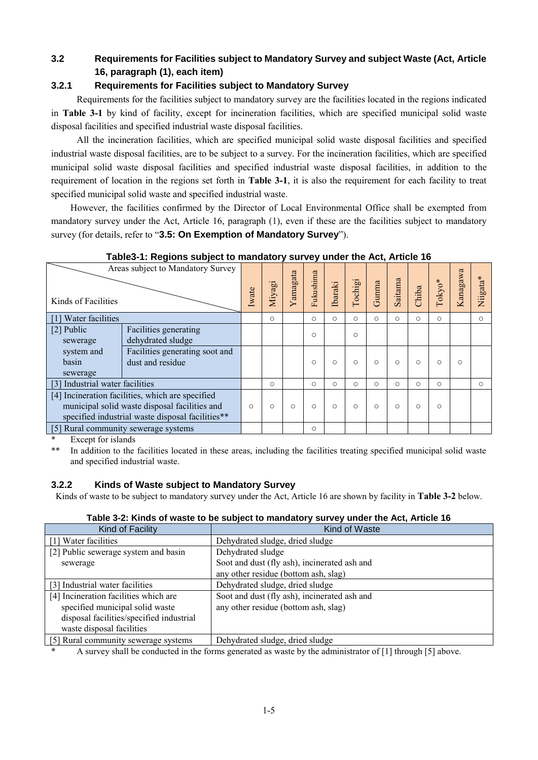### 3.2 Requirements for Facilities subject to Mandatory Survey and subject Waste (Act, Article 16, paragraph (1), each item)

### 3.2.1 Requirements for Facilities subject to Mandatory Survey

Requirements for the facilities subject to mandatory survey are the facilities located in the regions indicated in **Table 3-1** by kind of facility, except for incineration facilities, which are specified municipal solid waste disposal facilities and specified industrial waste disposal facilities.

All the incineration facilities, which are specified municipal solid waste disposal facilities and specified industrial waste disposal facilities, are to be subject to a survey. For the incineration facilities, which are specified municipal solid waste disposal facilities and specified industrial waste disposal facilities, in addition to the requirement of location in the regions set forth in **Table 3-1**, it is also the requirement for each facility to treat specified municipal solid waste and specified industrial waste.

However, the facilities confirmed by the Director of Local Environmental Office shall be exempted from mandatory survey under the Act, Article 16, paragraph (1), even if these are the facilities subject to mandatory survey (for details, refer to "**3.5: On Exemption of Mandatory Survey**").

**Table3-1: Regions subject to mandatory survey under the Act, Article 16**

| Kinds of Facilities / Areas subject to Mandatory Survey | | Iwate | Miyagi | Yamagata | Fukushima | Ibaraki | Tochigi | Gunma | Saitama | Chiba | Tokyo* | Kanagawa | Niigata* |
|---|---|---|---|---|---|---|---|---|---|---|---|---|---|
| [1] Water facilities | | | ○ | | ○ | ○ | ○ | ○ | ○ | ○ | ○ | | ○ |
| [2] Public sewerage system and basin sewerage | Facilities generating dehydrated sludge | | | | ○ | | ○ | | | | | | |
| | Facilities generating soot and dust and residue | | | | ○ | ○ | ○ | ○ | ○ | ○ | ○ | ○ | |
| [3] Industrial water facilities | | | ○ | | ○ | ○ | ○ | ○ | ○ | ○ | ○ | | ○ |
| [4] Incineration facilities, which are specified municipal solid waste disposal facilities and specified industrial waste disposal facilities** | | ○ | ○ | ○ | ○ | ○ | ○ | ○ | ○ | ○ | ○ | | |
| [5] Rural community sewerage systems | | | | | ○ | | | | | | | | |

\* Except for islands

\*\* In addition to the facilities located in these areas, including the facilities treating specified municipal solid waste and specified industrial waste.

### 3.2.2 Kinds of Waste subject to Mandatory Survey

Kinds of waste to be subject to mandatory survey under the Act, Article 16 are shown by facility in **Table 3-2** below.

**Table 3-2: Kinds of waste to be subject to mandatory survey under the Act, Article 16**

| Kind of Facility | Kind of Waste |
|---|---|
| [1] Water facilities | Dehydrated sludge, dried sludge |
| [2] Public sewerage system and basin sewerage | Dehydrated sludge<br>Soot and dust (fly ash), incinerated ash and any other residue (bottom ash, slag) |
| [3] Industrial water facilities | Dehydrated sludge, dried sludge |
| [4] Incineration facilities which are specified municipal solid waste disposal facilities/specified industrial waste disposal facilities | Soot and dust (fly ash), incinerated ash and any other residue (bottom ash, slag) |
| [5] Rural community sewerage systems | Dehydrated sludge, dried sludge |

\* A survey shall be conducted in the forms generated as waste by the administrator of [1] through [5] above.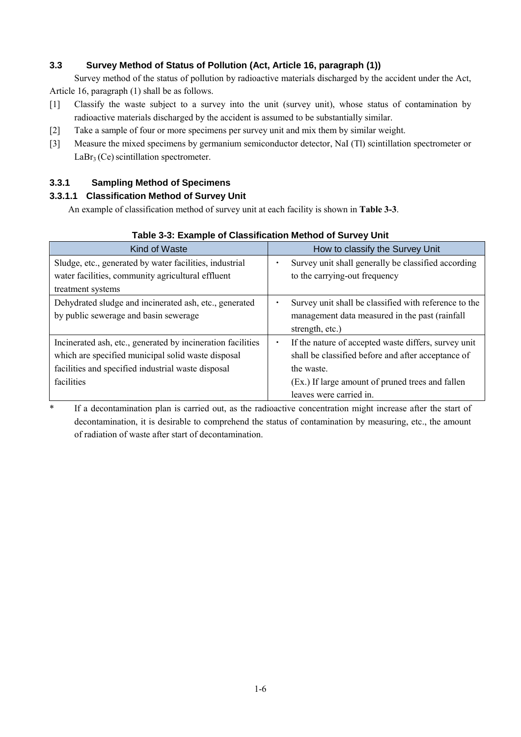### 3.3 Survey Method of Status of Pollution (Act, Article 16, paragraph (1))

Survey method of the status of pollution by radioactive materials discharged by the accident under the Act, Article 16, paragraph (1) shall be as follows.

[1] Classify the waste subject to a survey into the unit (survey unit), whose status of contamination by radioactive materials discharged by the accident is assumed to be substantially similar.

[2] Take a sample of four or more specimens per survey unit and mix them by similar weight.

[3] Measure the mixed specimens by germanium semiconductor detector, NaI (Tl) scintillation spectrometer or $LaBr_3$ (Ce) scintillation spectrometer.

#### 3.3.1 Sampling Method of Specimens

##### 3.3.1.1 Classification Method of Survey Unit

An example of classification method of survey unit at each facility is shown in **Table 3-3**.

**Table 3-3: Example of Classification Method of Survey Unit**

| Kind of Waste | How to classify the Survey Unit |
|---|---|
| Sludge, etc., generated by water facilities, industrial water facilities, community agricultural effluent treatment systems | • Survey unit shall generally be classified according to the carrying-out frequency |
| Dehydrated sludge and incinerated ash, etc., generated by public sewerage and basin sewerage | • Survey unit shall be classified with reference to the management data measured in the past (rainfall strength, etc.) |
| Incinerated ash, etc., generated by incineration facilities which are specified municipal solid waste disposal facilities and specified industrial waste disposal facilities | • If the nature of accepted waste differs, survey unit shall be classified before and after acceptance of the waste.<br>(Ex.) If large amount of pruned trees and fallen leaves were carried in. |

\* If a decontamination plan is carried out, as the radioactive concentration might increase after the start of decontamination, it is desirable to comprehend the status of contamination by measuring, etc., the amount of radiation of waste after start of decontamination.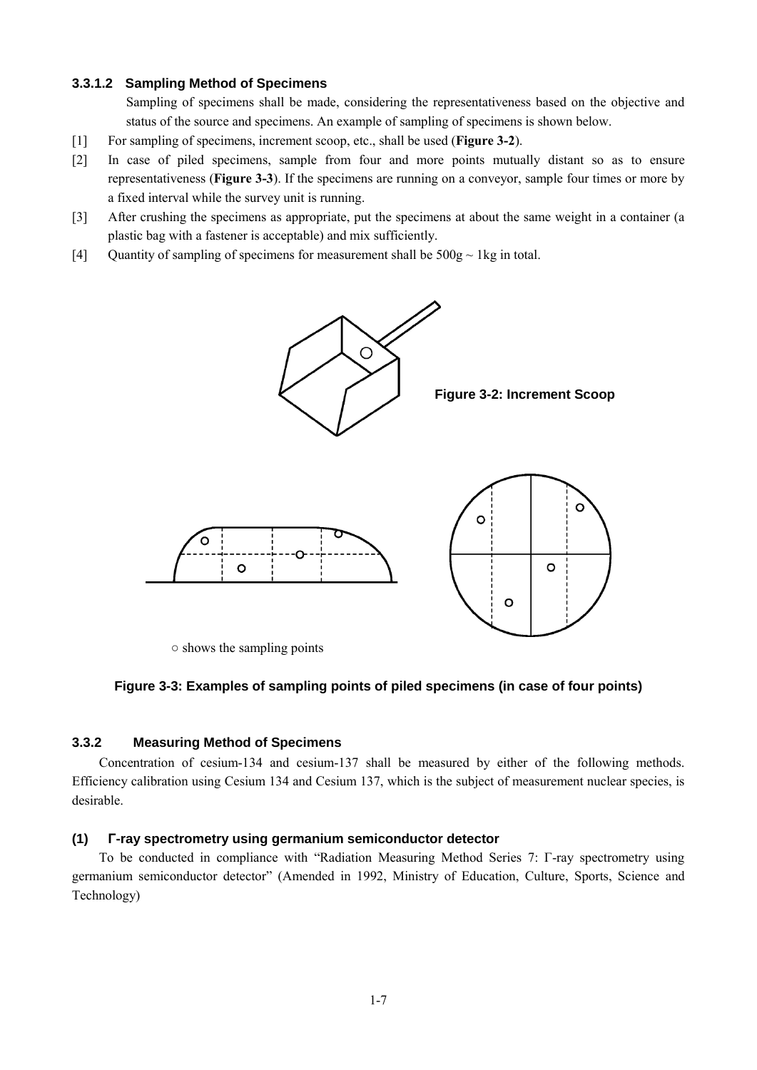### 3.3.1.2 Sampling Method of Specimens

Sampling of specimens shall be made, considering the representativeness based on the objective and status of the source and specimens. An example of sampling of specimens is shown below.

[1] For sampling of specimens, increment scoop, etc., shall be used (**Figure 3-2**).

[2] In case of piled specimens, sample from four and more points mutually distant so as to ensure representativeness (**Figure 3-3**). If the specimens are running on a conveyor, sample four times or more by a fixed interval while the survey unit is running.

[3] After crushing the specimens as appropriate, put the specimens at about the same weight in a container (a plastic bag with a fastener is acceptable) and mix sufficiently.

[4] Quantity of sampling of specimens for measurement shall be 500g ~ 1kg in total.

**Figure 3-2: Increment Scoop**

○ shows the sampling points

**Figure 3-3: Examples of sampling points of piled specimens (in case of four points)**

### 3.3.2 Measuring Method of Specimens

Concentration of cesium-134 and cesium-137 shall be measured by either of the following methods. Efficiency calibration using Cesium 134 and Cesium 137, which is the subject of measurement nuclear species, is desirable.

#### (1) Γ-ray spectrometry using germanium semiconductor detector

To be conducted in compliance with "Radiation Measuring Method Series 7: Γ-ray spectrometry using germanium semiconductor detector" (Amended in 1992, Ministry of Education, Culture, Sports, Science and Technology)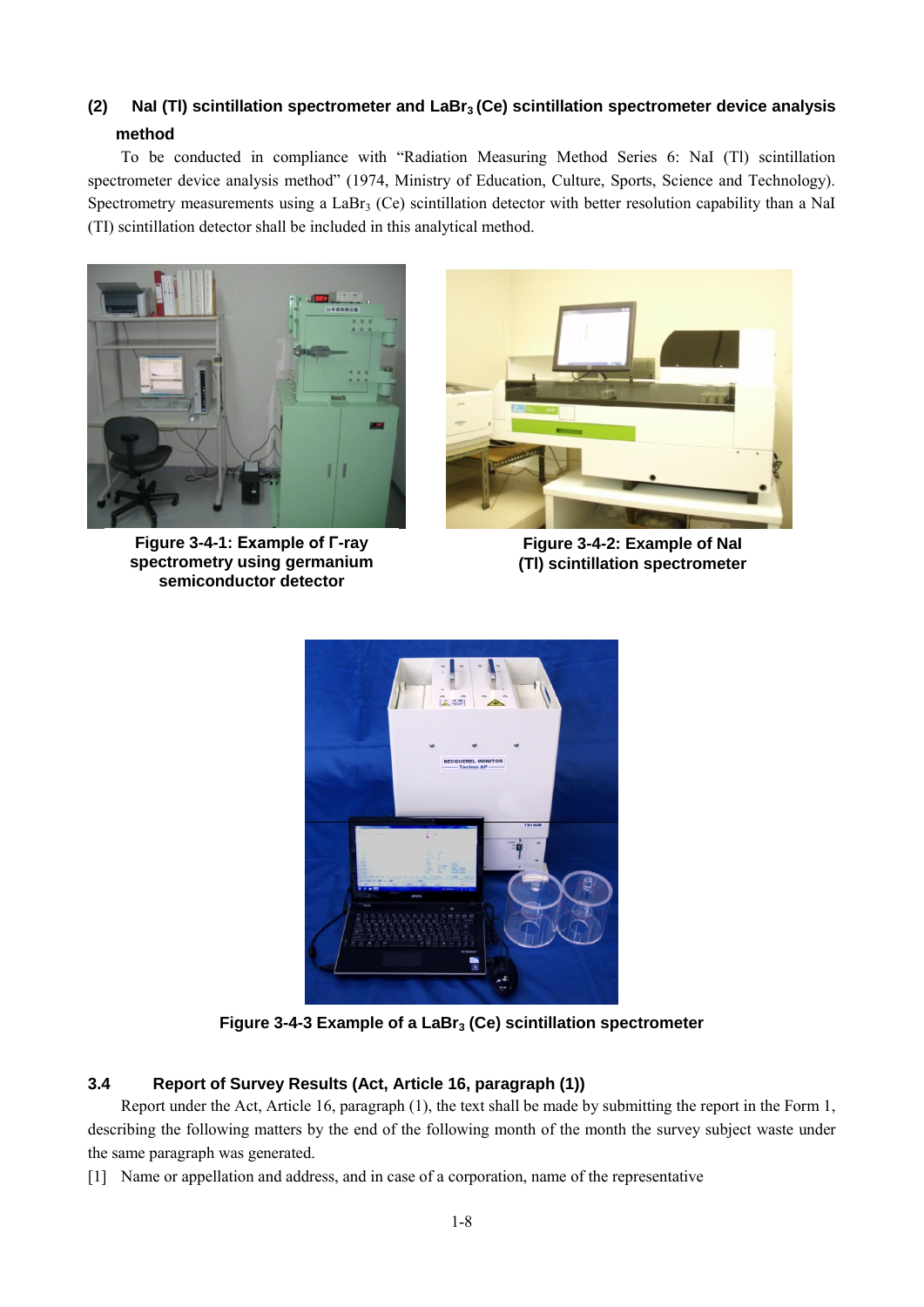### (2) NaI (Tl) scintillation spectrometer and $LaBr_3$ (Ce) scintillation spectrometer device analysis method

To be conducted in compliance with "Radiation Measuring Method Series 6: NaI (Tl) scintillation spectrometer device analysis method" (1974, Ministry of Education, Culture, Sports, Science and Technology). Spectrometry measurements using a $LaBr_3$ (Ce) scintillation detector with better resolution capability than a NaI (TI) scintillation detector shall be included in this analytical method.

**Figure 3-4-1: Example of Γ-ray spectrometry using germanium semiconductor detector**

**Figure 3-4-2: Example of NaI (Tl) scintillation spectrometer**

**Figure 3-4-3 Example of a $LaBr_3$ (Ce) scintillation spectrometer**

### 3.4 Report of Survey Results (Act, Article 16, paragraph (1))

Report under the Act, Article 16, paragraph (1), the text shall be made by submitting the report in the Form 1, describing the following matters by the end of the following month of the month the survey subject waste under the same paragraph was generated.

[1] Name or appellation and address, and in case of a corporation, name of the representative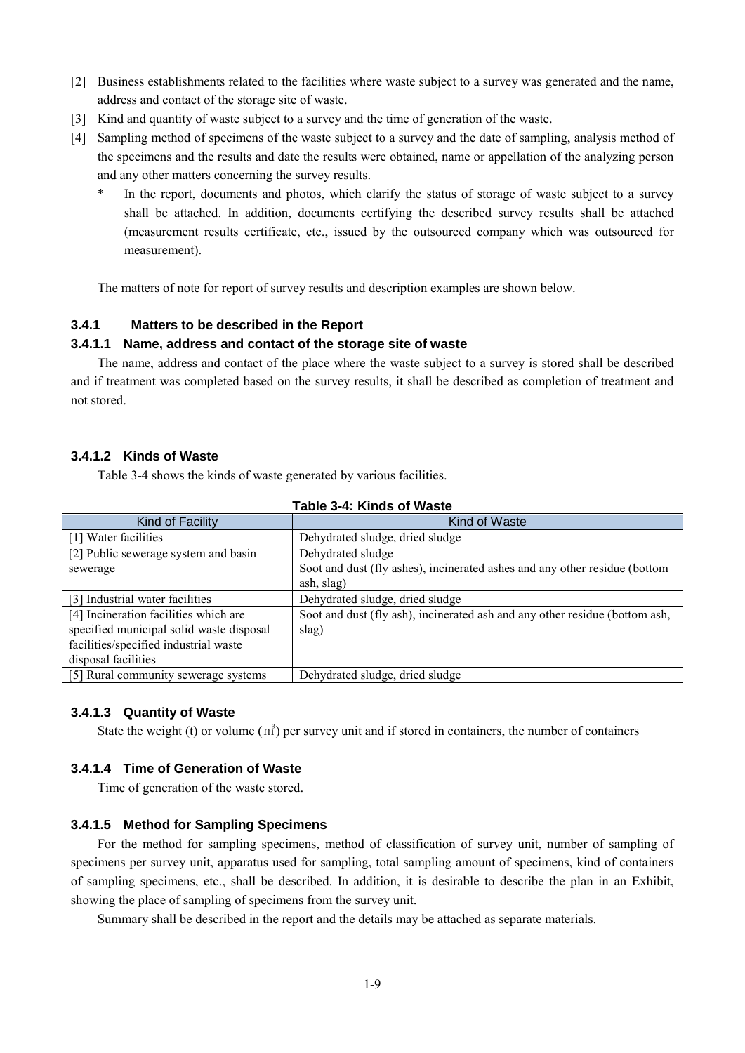[2] Business establishments related to the facilities where waste subject to a survey was generated and the name, address and contact of the storage site of waste.

[3] Kind and quantity of waste subject to a survey and the time of generation of the waste.

[4] Sampling method of specimens of the waste subject to a survey and the date of sampling, analysis method of the specimens and the results and date the results were obtained, name or appellation of the analyzing person and any other matters concerning the survey results.

  * In the report, documents and photos, which clarify the status of storage of waste subject to a survey shall be attached. In addition, documents certifying the described survey results shall be attached (measurement results certificate, etc., issued by the outsourced company which was outsourced for measurement).

The matters of note for report of survey results and description examples are shown below.

### 3.4.1 Matters to be described in the Report

#### 3.4.1.1 Name, address and contact of the storage site of waste

The name, address and contact of the place where the waste subject to a survey is stored shall be described and if treatment was completed based on the survey results, it shall be described as completion of treatment and not stored.

#### 3.4.1.2 Kinds of Waste

Table 3-4 shows the kinds of waste generated by various facilities.

**Table 3-4: Kinds of Waste**

| Kind of Facility | Kind of Waste |
|---|---|
| [1] Water facilities | Dehydrated sludge, dried sludge |
| [2] Public sewerage system and basin sewerage | Dehydrated sludge<br>Soot and dust (fly ashes), incinerated ashes and any other residue (bottom ash, slag) |
| [3] Industrial water facilities | Dehydrated sludge, dried sludge |
| [4] Incineration facilities which are specified municipal solid waste disposal facilities/specified industrial waste disposal facilities | Soot and dust (fly ash), incinerated ash and any other residue (bottom ash, slag) |
| [5] Rural community sewerage systems | Dehydrated sludge, dried sludge |

#### 3.4.1.3 Quantity of Waste

State the weight (t) or volume ($m^3$) per survey unit and if stored in containers, the number of containers

#### 3.4.1.4 Time of Generation of Waste

Time of generation of the waste stored.

#### 3.4.1.5 Method for Sampling Specimens

For the method for sampling specimens, method of classification of survey unit, number of sampling of specimens per survey unit, apparatus used for sampling, total sampling amount of specimens, kind of containers of sampling specimens, etc., shall be described. In addition, it is desirable to describe the plan in an Exhibit, showing the place of sampling of specimens from the survey unit.

Summary shall be described in the report and the details may be attached as separate materials.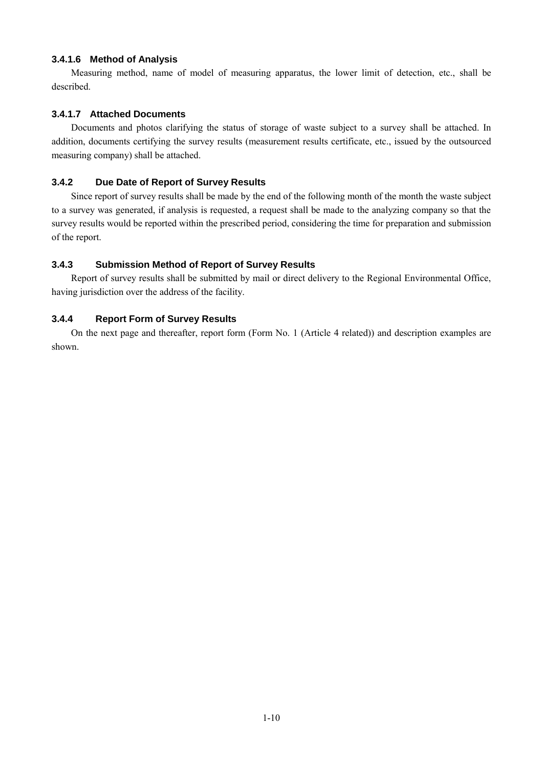#### 3.4.1.6 Method of Analysis

Measuring method, name of model of measuring apparatus, the lower limit of detection, etc., shall be described.

#### 3.4.1.7 Attached Documents

Documents and photos clarifying the status of storage of waste subject to a survey shall be attached. In addition, documents certifying the survey results (measurement results certificate, etc., issued by the outsourced measuring company) shall be attached.

### 3.4.2 Due Date of Report of Survey Results

Since report of survey results shall be made by the end of the following month of the month the waste subject to a survey was generated, if analysis is requested, a request shall be made to the analyzing company so that the survey results would be reported within the prescribed period, considering the time for preparation and submission of the report.

### 3.4.3 Submission Method of Report of Survey Results

Report of survey results shall be submitted by mail or direct delivery to the Regional Environmental Office, having jurisdiction over the address of the facility.

### 3.4.4 Report Form of Survey Results

On the next page and thereafter, report form (Form No. 1 (Article 4 related)) and description examples are shown.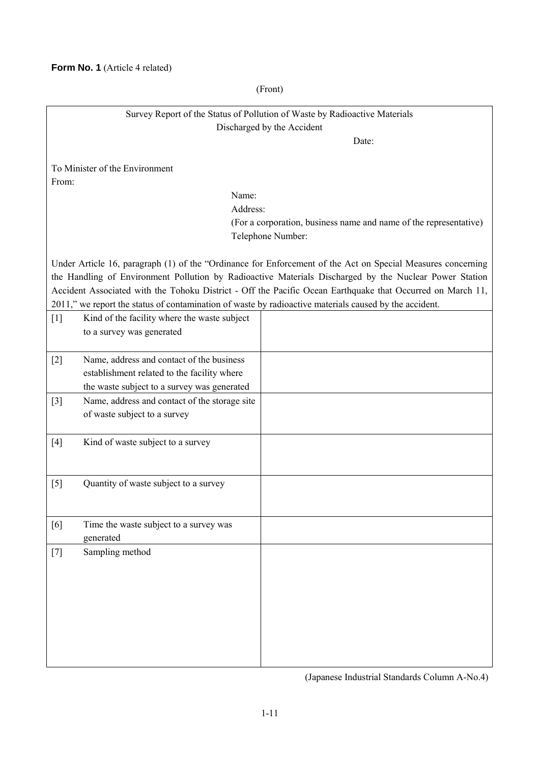**Form No. 1** (Article 4 related)

(Front)

Survey Report of the Status of Pollution of Waste by Radioactive Materials Discharged by the Accident

Date:

To Minister of the Environment

From:

Name:

Address:

(For a corporation, business name and name of the representative)

Telephone Number:

Under Article 16, paragraph (1) of the "Ordinance for Enforcement of the Act on Special Measures concerning the Handling of Environment Pollution by Radioactive Materials Discharged by the Nuclear Power Station Accident Associated with the Tohoku District - Off the Pacific Ocean Earthquake that Occurred on March 11, 2011," we report the status of contamination of waste by radioactive materials caused by the accident.

| | |
|---|---|
| [1] Kind of the facility where the waste subject to a survey was generated | |
| [2] Name, address and contact of the business establishment related to the facility where the waste subject to a survey was generated | |
| [3] Name, address and contact of the storage site of waste subject to a survey | |
| [4] Kind of waste subject to a survey | |
| [5] Quantity of waste subject to a survey | |
| [6] Time the waste subject to a survey was generated | |
| [7] Sampling method | |

(Japanese Industrial Standards Column A-No.4)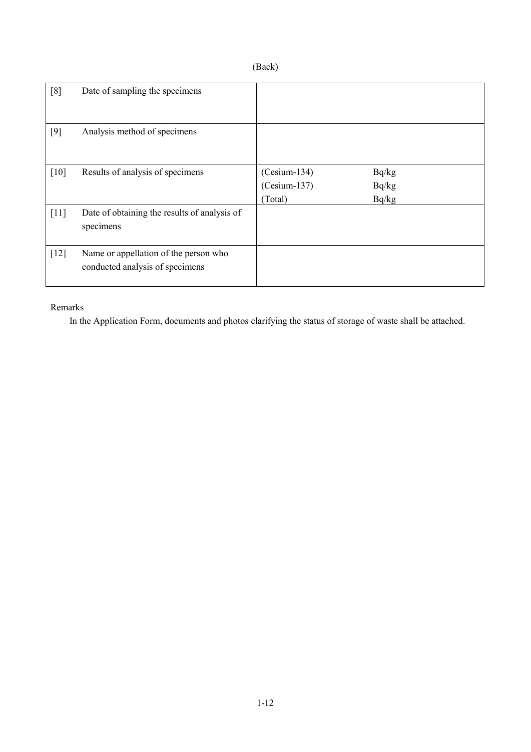(Back)

| | | |
|---|---|---|
| [8] | Date of sampling the specimens | |
| [9] | Analysis method of specimens | |
| [10] | Results of analysis of specimens | (Cesium-134) Bq/kg<br>(Cesium-137) Bq/kg<br>(Total) Bq/kg |
| [11] | Date of obtaining the results of analysis of specimens | |
| [12] | Name or appellation of the person who conducted analysis of specimens | |

Remarks

In the Application Form, documents and photos clarifying the status of storage of waste shall be attached.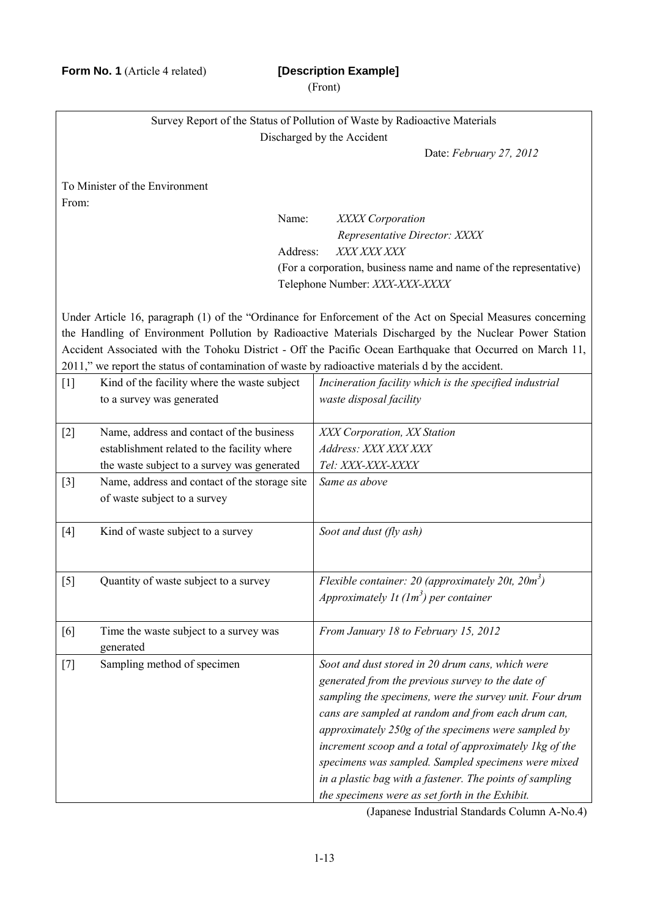**Form No. 1** (Article 4 related) **[Description Example]**

(Front)

Survey Report of the Status of Pollution of Waste by Radioactive Materials Discharged by the Accident

Date: *February 27, 2012*

To Minister of the Environment

From:

Name: *XXXX Corporation*

*Representative Director: XXXX*

Address: *XXX XXX XXX*

(For a corporation, business name and name of the representative)

Telephone Number: *XXX-XXX-XXXX*

Under Article 16, paragraph (1) of the "Ordinance for Enforcement of the Act on Special Measures concerning the Handling of Environment Pollution by Radioactive Materials Discharged by the Nuclear Power Station Accident Associated with the Tohoku District - Off the Pacific Ocean Earthquake that Occurred on March 11, 2011," we report the status of contamination of waste by radioactive materials d by the accident.

| No. | Item | Description |
|---|---|---|
| [1] | Kind of the facility where the waste subject to a survey was generated | *Incineration facility which is the specified industrial waste disposal facility* |
| [2] | Name, address and contact of the business establishment related to the facility where the waste subject to a survey was generated | *XXX Corporation, XX Station*<br>*Address: XXX XXX XXX*<br>*Tel: XXX-XXX-XXXX* |
| [3] | Name, address and contact of the storage site of waste subject to a survey | *Same as above* |
| [4] | Kind of waste subject to a survey | *Soot and dust (fly ash)* |
| [5] | Quantity of waste subject to a survey | *Flexible container: 20 (approximately 20t, 20m$^3$)*<br>*Approximately 1t (1m$^3$) per container* |
| [6] | Time the waste subject to a survey was generated | *From January 18 to February 15, 2012* |
| [7] | Sampling method of specimen | *Soot and dust stored in 20 drum cans, which were generated from the previous survey to the date of sampling the specimens, were the survey unit. Four drum cans are sampled at random and from each drum can, approximately 250g of the specimens were sampled by increment scoop and a total of approximately 1kg of the specimens was sampled. Sampled specimens were mixed in a plastic bag with a fastener. The points of sampling the specimens were as set forth in the Exhibit.* |

(Japanese Industrial Standards Column A-No.4)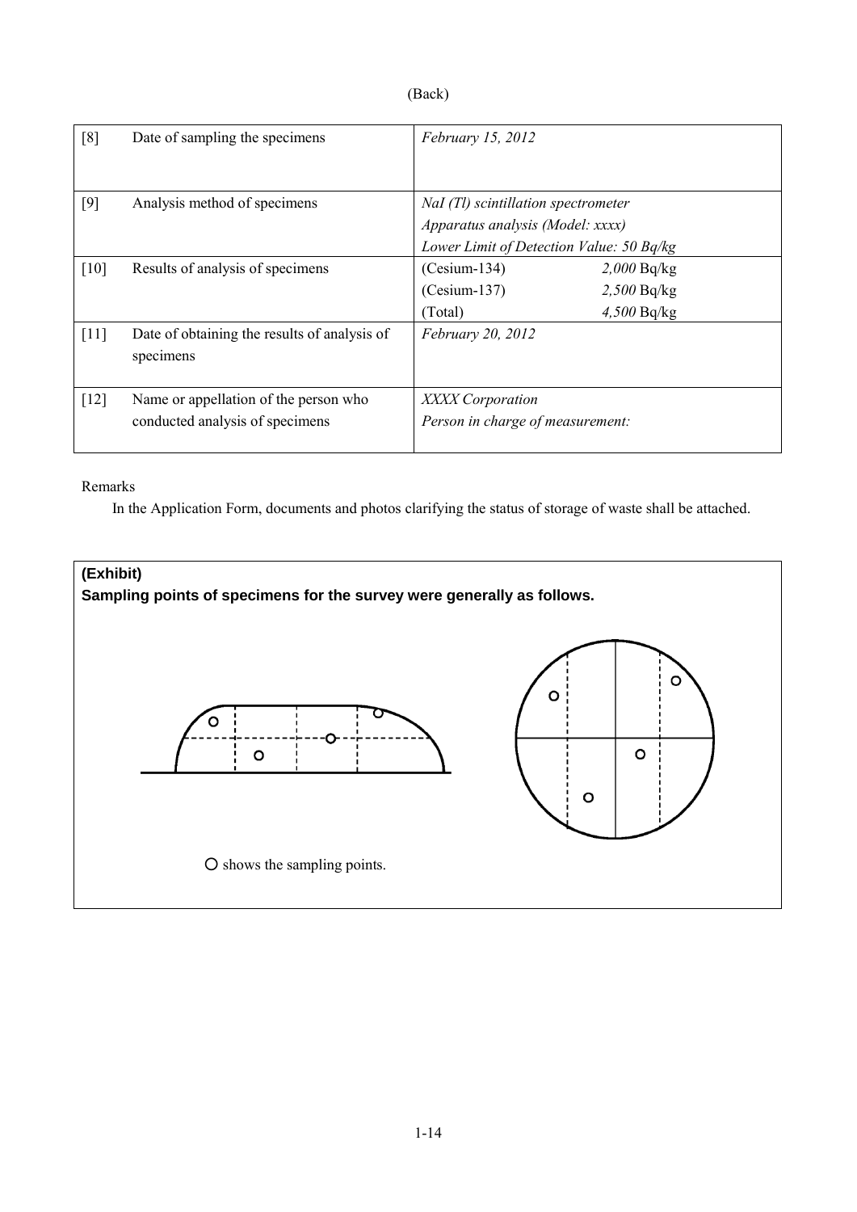(Back)

| | | |
|---|---|---|
| [8] | Date of sampling the specimens | *February 15, 2012* |
| [9] | Analysis method of specimens | *NaI (Tl) scintillation spectrometer*<br>*Apparatus analysis (Model: xxxx)*<br>*Lower Limit of Detection Value: 50 Bq/kg* |
| [10] | Results of analysis of specimens | (Cesium-134) *2,000* Bq/kg<br>(Cesium-137) *2,500* Bq/kg<br>(Total) *4,500* Bq/kg |
| [11] | Date of obtaining the results of analysis of specimens | *February 20, 2012* |
| [12] | Name or appellation of the person who conducted analysis of specimens | *XXXX Corporation*<br>*Person in charge of measurement:* |

Remarks

In the Application Form, documents and photos clarifying the status of storage of waste shall be attached.

**(Exhibit)**

**Sampling points of specimens for the survey were generally as follows.**

○ shows the sampling points.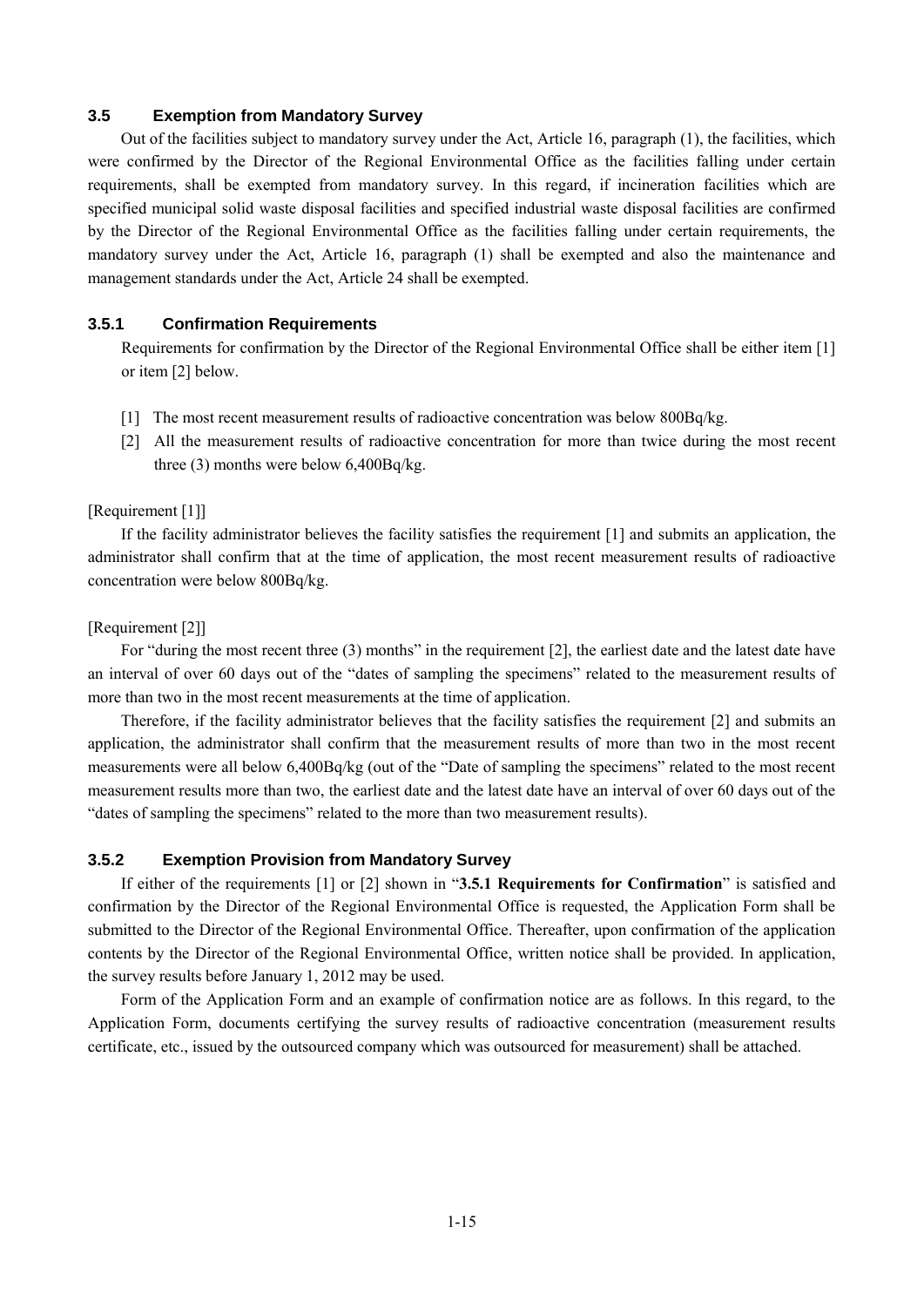### 3.5 Exemption from Mandatory Survey

Out of the facilities subject to mandatory survey under the Act, Article 16, paragraph (1), the facilities, which were confirmed by the Director of the Regional Environmental Office as the facilities falling under certain requirements, shall be exempted from mandatory survey. In this regard, if incineration facilities which are specified municipal solid waste disposal facilities and specified industrial waste disposal facilities are confirmed by the Director of the Regional Environmental Office as the facilities falling under certain requirements, the mandatory survey under the Act, Article 16, paragraph (1) shall be exempted and also the maintenance and management standards under the Act, Article 24 shall be exempted.

#### 3.5.1 Confirmation Requirements

Requirements for confirmation by the Director of the Regional Environmental Office shall be either item [1] or item [2] below.

[1] The most recent measurement results of radioactive concentration was below 800Bq/kg.

[2] All the measurement results of radioactive concentration for more than twice during the most recent three (3) months were below 6,400Bq/kg.

[Requirement [1]]

If the facility administrator believes the facility satisfies the requirement [1] and submits an application, the administrator shall confirm that at the time of application, the most recent measurement results of radioactive concentration were below 800Bq/kg.

[Requirement [2]]

For "during the most recent three (3) months" in the requirement [2], the earliest date and the latest date have an interval of over 60 days out of the "dates of sampling the specimens" related to the measurement results of more than two in the most recent measurements at the time of application.

Therefore, if the facility administrator believes that the facility satisfies the requirement [2] and submits an application, the administrator shall confirm that the measurement results of more than two in the most recent measurements were all below 6,400Bq/kg (out of the "Date of sampling the specimens" related to the most recent measurement results more than two, the earliest date and the latest date have an interval of over 60 days out of the "dates of sampling the specimens" related to the more than two measurement results).

#### 3.5.2 Exemption Provision from Mandatory Survey

If either of the requirements [1] or [2] shown in "**3.5.1 Requirements for Confirmation**" is satisfied and confirmation by the Director of the Regional Environmental Office is requested, the Application Form shall be submitted to the Director of the Regional Environmental Office. Thereafter, upon confirmation of the application contents by the Director of the Regional Environmental Office, written notice shall be provided. In application, the survey results before January 1, 2012 may be used.

Form of the Application Form and an example of confirmation notice are as follows. In this regard, to the Application Form, documents certifying the survey results of radioactive concentration (measurement results certificate, etc., issued by the outsourced company which was outsourced for measurement) shall be attached.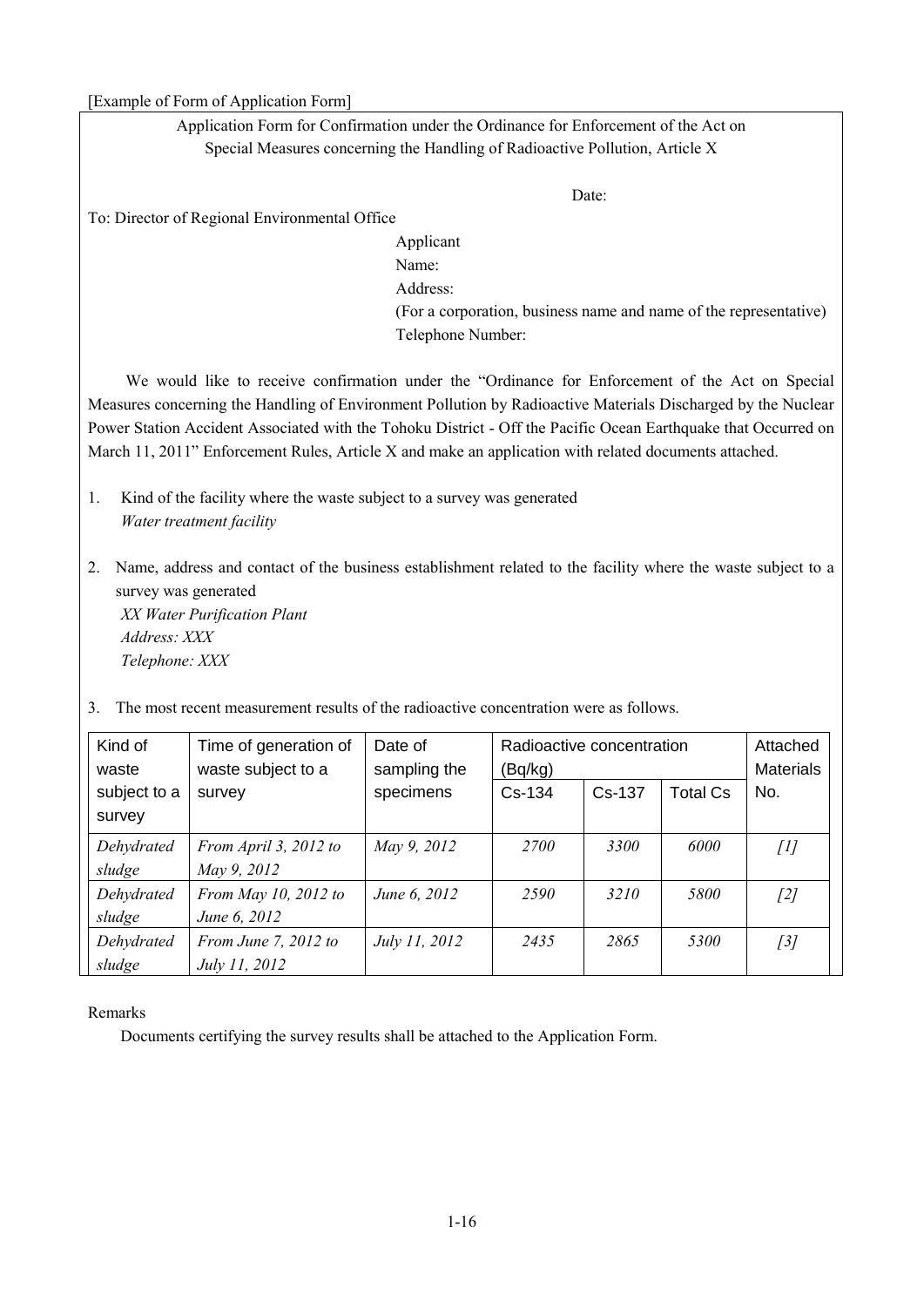[Example of Form of Application Form]

Application Form for Confirmation under the Ordinance for Enforcement of the Act on Special Measures concerning the Handling of Radioactive Pollution, Article X

Date:

To: Director of Regional Environmental Office

Applicant
Name:
Address:
(For a corporation, business name and name of the representative)
Telephone Number:

We would like to receive confirmation under the "Ordinance for Enforcement of the Act on Special Measures concerning the Handling of Environment Pollution by Radioactive Materials Discharged by the Nuclear Power Station Accident Associated with the Tohoku District - Off the Pacific Ocean Earthquake that Occurred on March 11, 2011" Enforcement Rules, Article X and make an application with related documents attached.

1. Kind of the facility where the waste subject to a survey was generated
   *Water treatment facility*

2. Name, address and contact of the business establishment related to the facility where the waste subject to a survey was generated
   *XX Water Purification Plant*
   *Address: XXX*
   *Telephone: XXX*

3. The most recent measurement results of the radioactive concentration were as follows.

| Kind of waste subject to a survey | Time of generation of waste subject to a survey | Date of sampling the specimens | Radioactive concentration (Bq/kg) | | | Attached Materials No. |
|---|---|---|---|---|---|---|
| | | | Cs-134 | Cs-137 | Total Cs | |
| *Dehydrated sludge* | *From April 3, 2012 to May 9, 2012* | *May 9, 2012* | *2700* | *3300* | *6000* | *[1]* |
| *Dehydrated sludge* | *From May 10, 2012 to June 6, 2012* | *June 6, 2012* | *2590* | *3210* | *5800* | *[2]* |
| *Dehydrated sludge* | *From June 7, 2012 to July 11, 2012* | *July 11, 2012* | *2435* | *2865* | *5300* | *[3]* |

Remarks

Documents certifying the survey results shall be attached to the Application Form.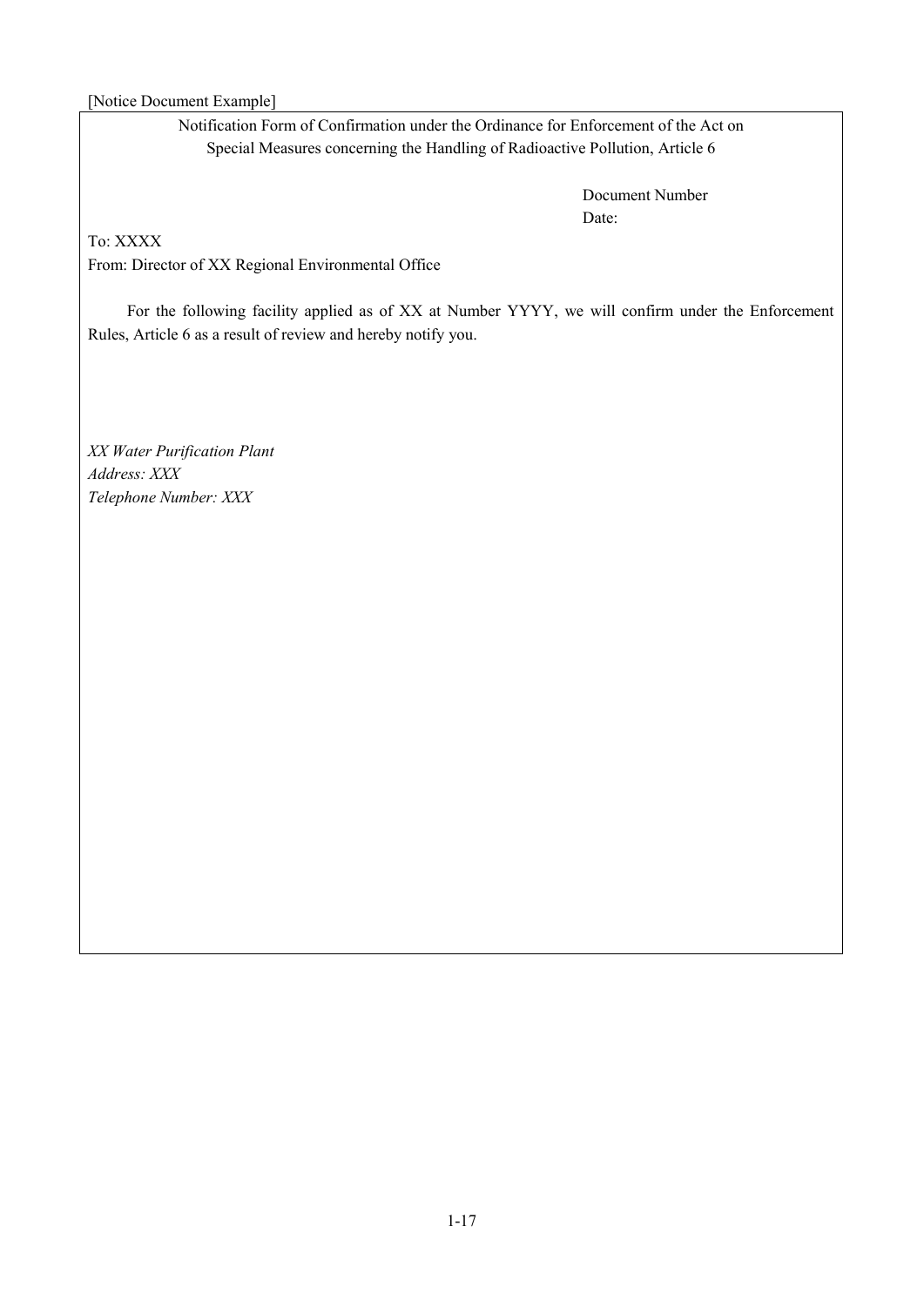[Notice Document Example]

Notification Form of Confirmation under the Ordinance for Enforcement of the Act on Special Measures concerning the Handling of Radioactive Pollution, Article 6

Document Number
Date:

To: XXXX
From: Director of XX Regional Environmental Office

For the following facility applied as of XX at Number YYYY, we will confirm under the Enforcement Rules, Article 6 as a result of review and hereby notify you.

*XX Water Purification Plant*
*Address: XXX*
*Telephone Number: XXX*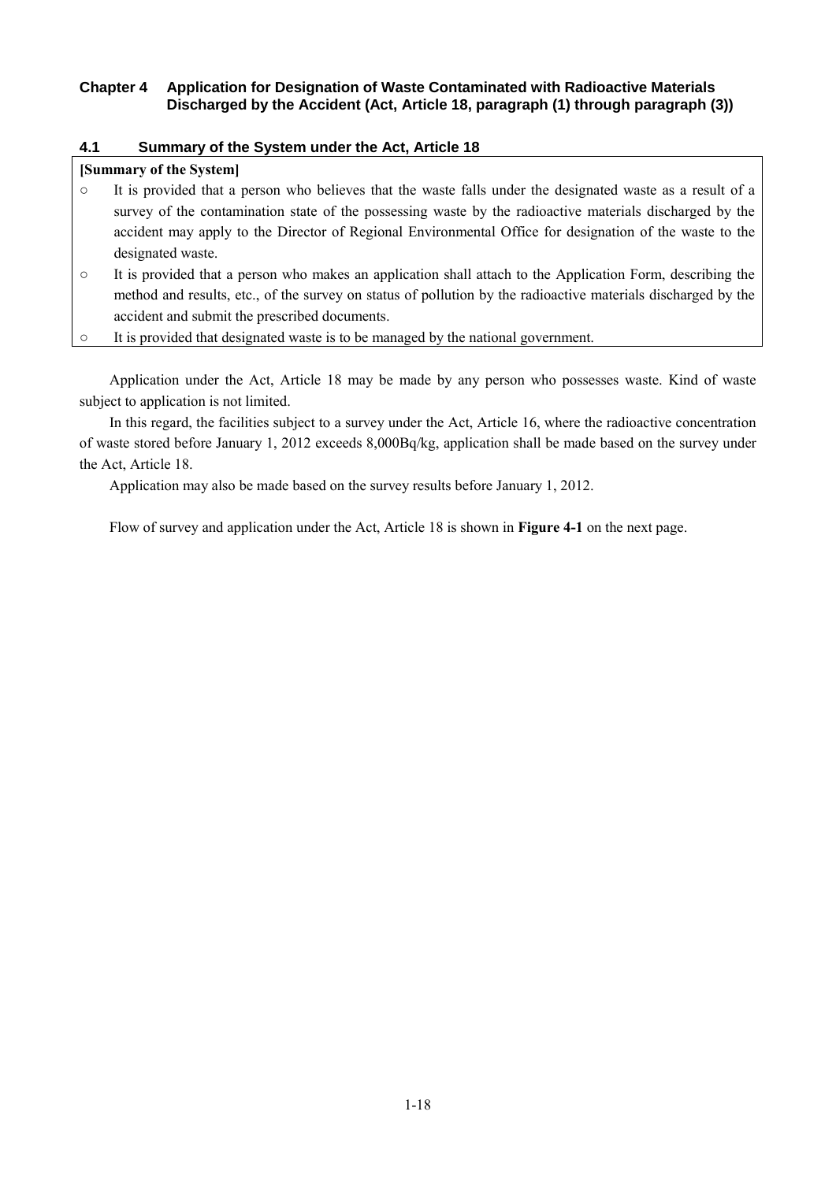## Chapter 4 Application for Designation of Waste Contaminated with Radioactive Materials Discharged by the Accident (Act, Article 18, paragraph (1) through paragraph (3))

### 4.1 Summary of the System under the Act, Article 18

**[Summary of the System]**

- ○ It is provided that a person who believes that the waste falls under the designated waste as a result of a survey of the contamination state of the possessing waste by the radioactive materials discharged by the accident may apply to the Director of Regional Environmental Office for designation of the waste to the designated waste.
- ○ It is provided that a person who makes an application shall attach to the Application Form, describing the method and results, etc., of the survey on status of pollution by the radioactive materials discharged by the accident and submit the prescribed documents.
- ○ It is provided that designated waste is to be managed by the national government.

Application under the Act, Article 18 may be made by any person who possesses waste. Kind of waste subject to application is not limited.

In this regard, the facilities subject to a survey under the Act, Article 16, where the radioactive concentration of waste stored before January 1, 2012 exceeds 8,000Bq/kg, application shall be made based on the survey under the Act, Article 18.

Application may also be made based on the survey results before January 1, 2012.

Flow of survey and application under the Act, Article 18 is shown in **Figure 4-1** on the next page.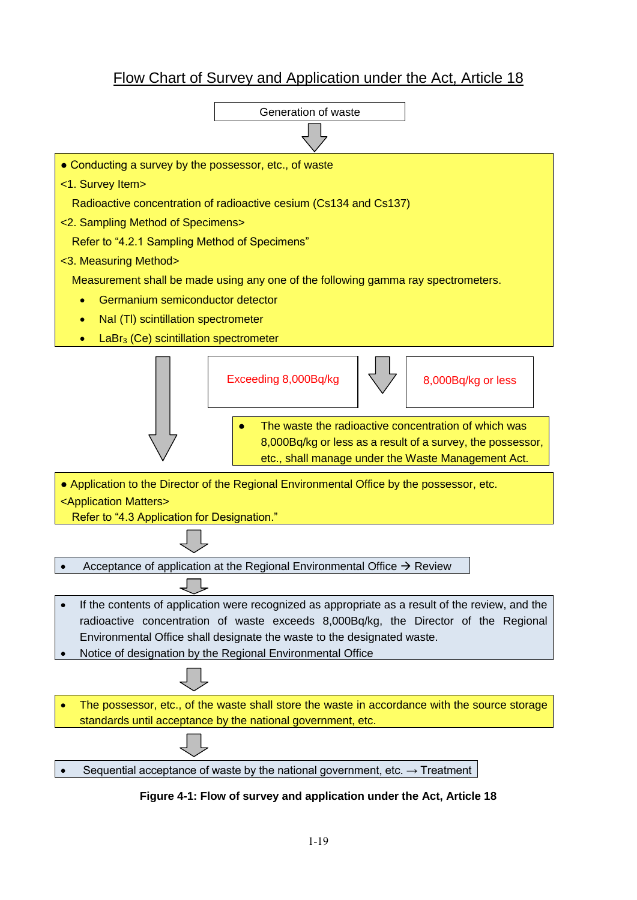# Flow Chart of Survey and Application under the Act, Article 18

Generation of waste

↓

- Conducting a survey by the possessor, etc., of waste

<1. Survey Item>

Radioactive concentration of radioactive cesium (Cs134 and Cs137)

<2. Sampling Method of Specimens>

Refer to "4.2.1 Sampling Method of Specimens"

<3. Measuring Method>

Measurement shall be made using any one of the following gamma ray spectrometers.

- Germanium semiconductor detector
- NaI (Tl) scintillation spectrometer
- $LaBr_3$ (Ce) scintillation spectrometer

↓

Exceeding 8,000Bq/kg | 8,000Bq/kg or less

(8,000Bq/kg or less →)

- The waste the radioactive concentration of which was 8,000Bq/kg or less as a result of a survey, the possessor, etc., shall manage under the Waste Management Act.

(Exceeding 8,000Bq/kg →)

- Application to the Director of the Regional Environmental Office by the possessor, etc.

<Application Matters>

Refer to "4.3 Application for Designation."

↓

- Acceptance of application at the Regional Environmental Office → Review

↓

- If the contents of application were recognized as appropriate as a result of the review, and the radioactive concentration of waste exceeds 8,000Bq/kg, the Director of the Regional Environmental Office shall designate the waste to the designated waste.
- Notice of designation by the Regional Environmental Office

↓

- The possessor, etc., of the waste shall store the waste in accordance with the source storage standards until acceptance by the national government, etc.

↓

- Sequential acceptance of waste by the national government, etc. → Treatment

**Figure 4-1: Flow of survey and application under the Act, Article 18**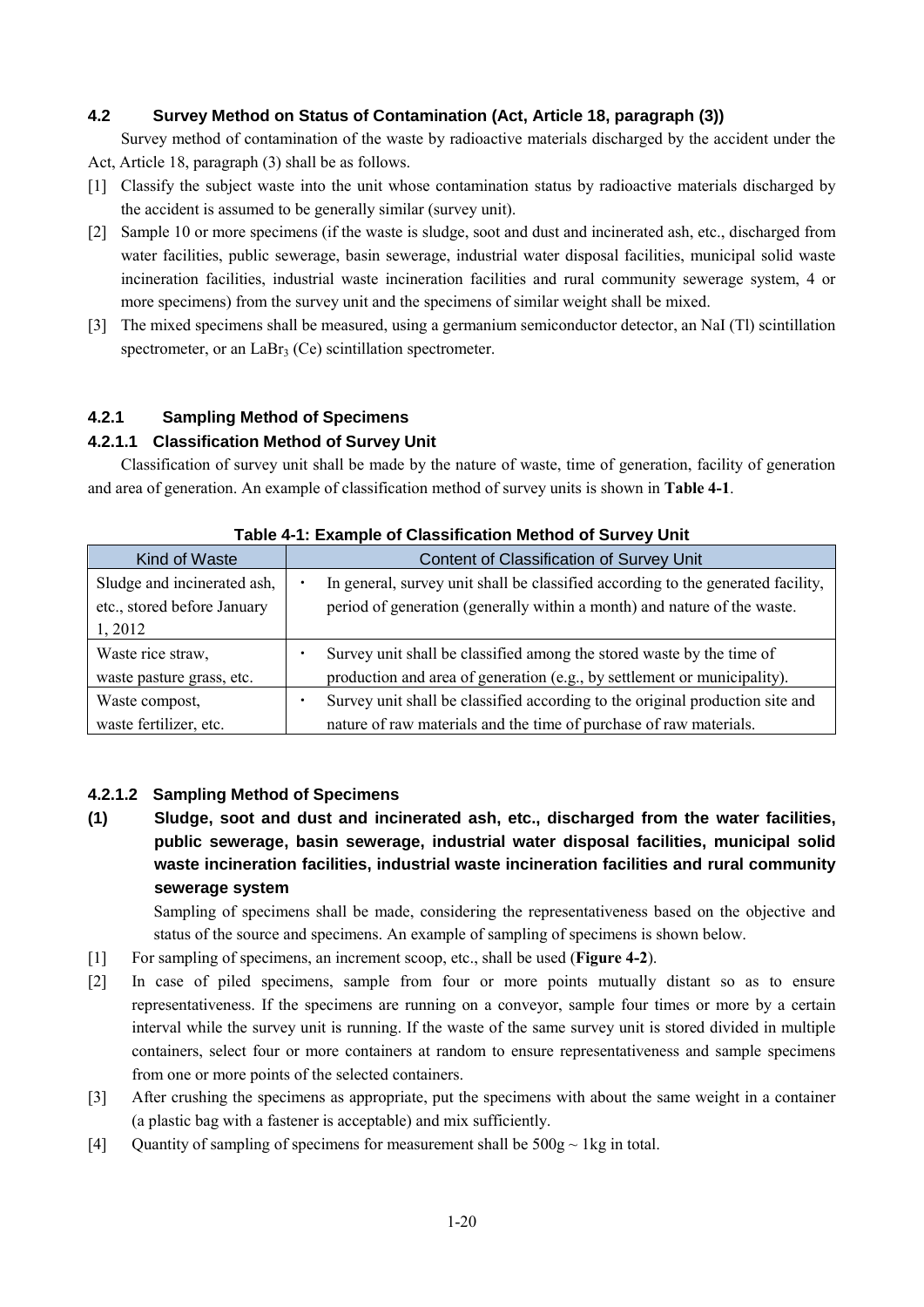## 4.2 Survey Method on Status of Contamination (Act, Article 18, paragraph (3))

Survey method of contamination of the waste by radioactive materials discharged by the accident under the Act, Article 18, paragraph (3) shall be as follows.

[1] Classify the subject waste into the unit whose contamination status by radioactive materials discharged by the accident is assumed to be generally similar (survey unit).

[2] Sample 10 or more specimens (if the waste is sludge, soot and dust and incinerated ash, etc., discharged from water facilities, public sewerage, basin sewerage, industrial water disposal facilities, municipal solid waste incineration facilities, industrial waste incineration facilities and rural community sewerage system, 4 or more specimens) from the survey unit and the specimens of similar weight shall be mixed.

[3] The mixed specimens shall be measured, using a germanium semiconductor detector, an NaI (Tl) scintillation spectrometer, or an $LaBr_3$ (Ce) scintillation spectrometer.

### 4.2.1 Sampling Method of Specimens

#### 4.2.1.1 Classification Method of Survey Unit

Classification of survey unit shall be made by the nature of waste, time of generation, facility of generation and area of generation. An example of classification method of survey units is shown in **Table 4-1**.

**Table 4-1: Example of Classification Method of Survey Unit**

| Kind of Waste | Content of Classification of Survey Unit |
|---|---|
| Sludge and incinerated ash, etc., stored before January 1, 2012 | ・ In general, survey unit shall be classified according to the generated facility, period of generation (generally within a month) and nature of the waste. |
| Waste rice straw, waste pasture grass, etc. | ・ Survey unit shall be classified among the stored waste by the time of production and area of generation (e.g., by settlement or municipality). |
| Waste compost, waste fertilizer, etc. | ・ Survey unit shall be classified according to the original production site and nature of raw materials and the time of purchase of raw materials. |

#### 4.2.1.2 Sampling Method of Specimens

**(1) Sludge, soot and dust and incinerated ash, etc., discharged from the water facilities, public sewerage, basin sewerage, industrial water disposal facilities, municipal solid waste incineration facilities, industrial waste incineration facilities and rural community sewerage system**

Sampling of specimens shall be made, considering the representativeness based on the objective and status of the source and specimens. An example of sampling of specimens is shown below.

[1] For sampling of specimens, an increment scoop, etc., shall be used (**Figure 4-2**).

[2] In case of piled specimens, sample from four or more points mutually distant so as to ensure representativeness. If the specimens are running on a conveyor, sample four times or more by a certain interval while the survey unit is running. If the waste of the same survey unit is stored divided in multiple containers, select four or more containers at random to ensure representativeness and sample specimens from one or more points of the selected containers.

[3] After crushing the specimens as appropriate, put the specimens with about the same weight in a container (a plastic bag with a fastener is acceptable) and mix sufficiently.

[4] Quantity of sampling of specimens for measurement shall be 500g ~ 1kg in total.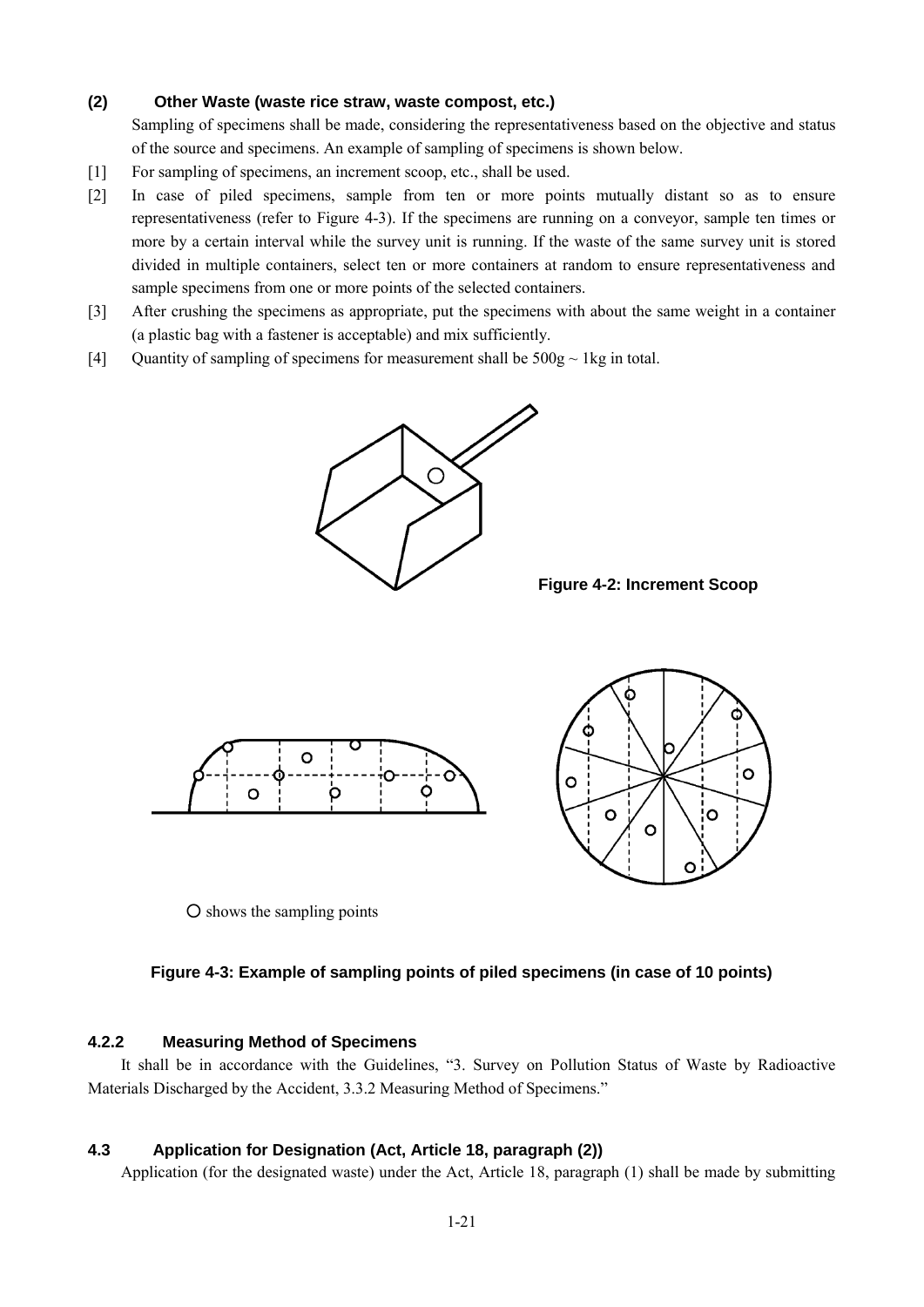#### (2) Other Waste (waste rice straw, waste compost, etc.)

Sampling of specimens shall be made, considering the representativeness based on the objective and status of the source and specimens. An example of sampling of specimens is shown below.

[1] For sampling of specimens, an increment scoop, etc., shall be used.

[2] In case of piled specimens, sample from ten or more points mutually distant so as to ensure representativeness (refer to Figure 4-3). If the specimens are running on a conveyor, sample ten times or more by a certain interval while the survey unit is running. If the waste of the same survey unit is stored divided in multiple containers, select ten or more containers at random to ensure representativeness and sample specimens from one or more points of the selected containers.

[3] After crushing the specimens as appropriate, put the specimens with about the same weight in a container (a plastic bag with a fastener is acceptable) and mix sufficiently.

[4] Quantity of sampling of specimens for measurement shall be 500g ~ 1kg in total.

**Figure 4-2: Increment Scoop**

○ shows the sampling points

**Figure 4-3: Example of sampling points of piled specimens (in case of 10 points)**

### 4.2.2 Measuring Method of Specimens

It shall be in accordance with the Guidelines, "3. Survey on Pollution Status of Waste by Radioactive Materials Discharged by the Accident, 3.3.2 Measuring Method of Specimens."

## 4.3 Application for Designation (Act, Article 18, paragraph (2))

Application (for the designated waste) under the Act, Article 18, paragraph (1) shall be made by submitting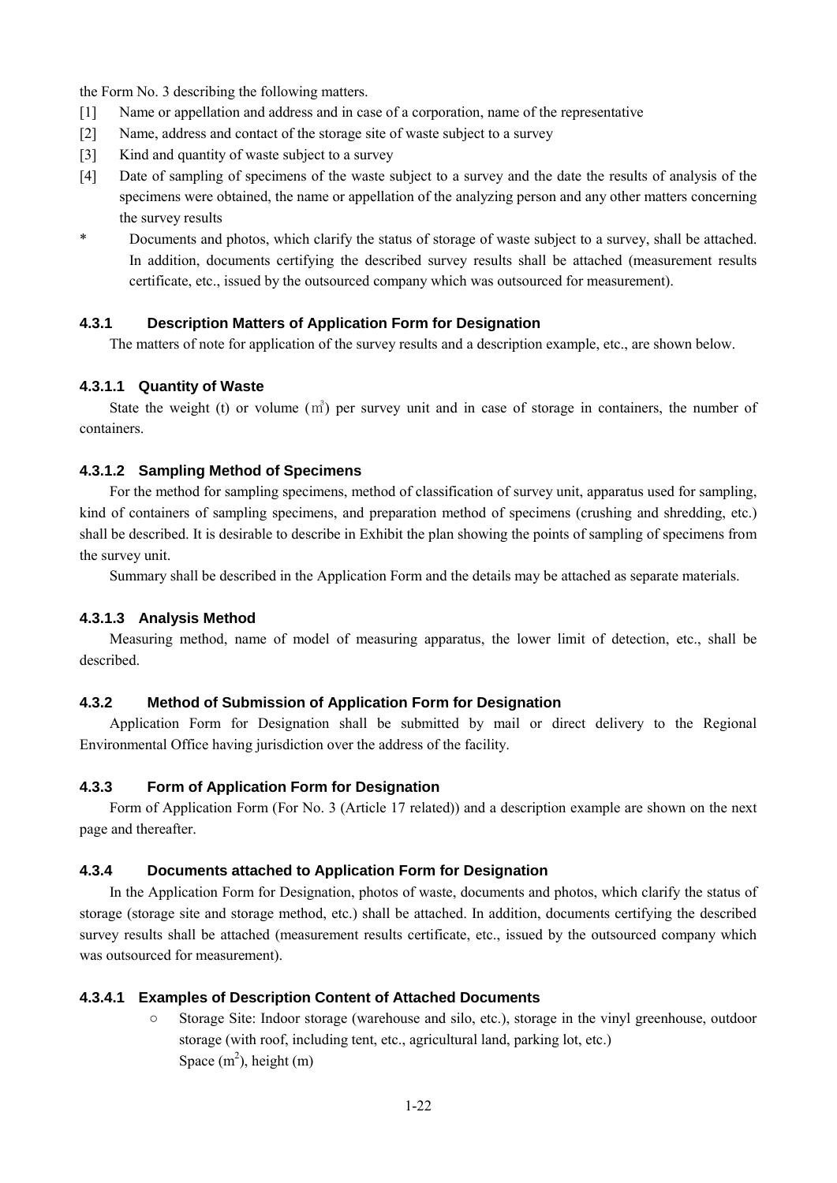the Form No. 3 describing the following matters.

[1] Name or appellation and address and in case of a corporation, name of the representative

[2] Name, address and contact of the storage site of waste subject to a survey

[3] Kind and quantity of waste subject to a survey

[4] Date of sampling of specimens of the waste subject to a survey and the date the results of analysis of the specimens were obtained, the name or appellation of the analyzing person and any other matters concerning the survey results

\* Documents and photos, which clarify the status of storage of waste subject to a survey, shall be attached. In addition, documents certifying the described survey results shall be attached (measurement results certificate, etc., issued by the outsourced company which was outsourced for measurement).

### 4.3.1 Description Matters of Application Form for Designation

The matters of note for application of the survey results and a description example, etc., are shown below.

#### 4.3.1.1 Quantity of Waste

State the weight (t) or volume ($m^3$) per survey unit and in case of storage in containers, the number of containers.

#### 4.3.1.2 Sampling Method of Specimens

For the method for sampling specimens, method of classification of survey unit, apparatus used for sampling, kind of containers of sampling specimens, and preparation method of specimens (crushing and shredding, etc.) shall be described. It is desirable to describe in Exhibit the plan showing the points of sampling of specimens from the survey unit.

Summary shall be described in the Application Form and the details may be attached as separate materials.

#### 4.3.1.3 Analysis Method

Measuring method, name of model of measuring apparatus, the lower limit of detection, etc., shall be described.

### 4.3.2 Method of Submission of Application Form for Designation

Application Form for Designation shall be submitted by mail or direct delivery to the Regional Environmental Office having jurisdiction over the address of the facility.

### 4.3.3 Form of Application Form for Designation

Form of Application Form (For No. 3 (Article 17 related)) and a description example are shown on the next page and thereafter.

### 4.3.4 Documents attached to Application Form for Designation

In the Application Form for Designation, photos of waste, documents and photos, which clarify the status of storage (storage site and storage method, etc.) shall be attached. In addition, documents certifying the described survey results shall be attached (measurement results certificate, etc., issued by the outsourced company which was outsourced for measurement).

#### 4.3.4.1 Examples of Description Content of Attached Documents

- Storage Site: Indoor storage (warehouse and silo, etc.), storage in the vinyl greenhouse, outdoor storage (with roof, including tent, etc., agricultural land, parking lot, etc.)
  Space ($m^2$), height (m)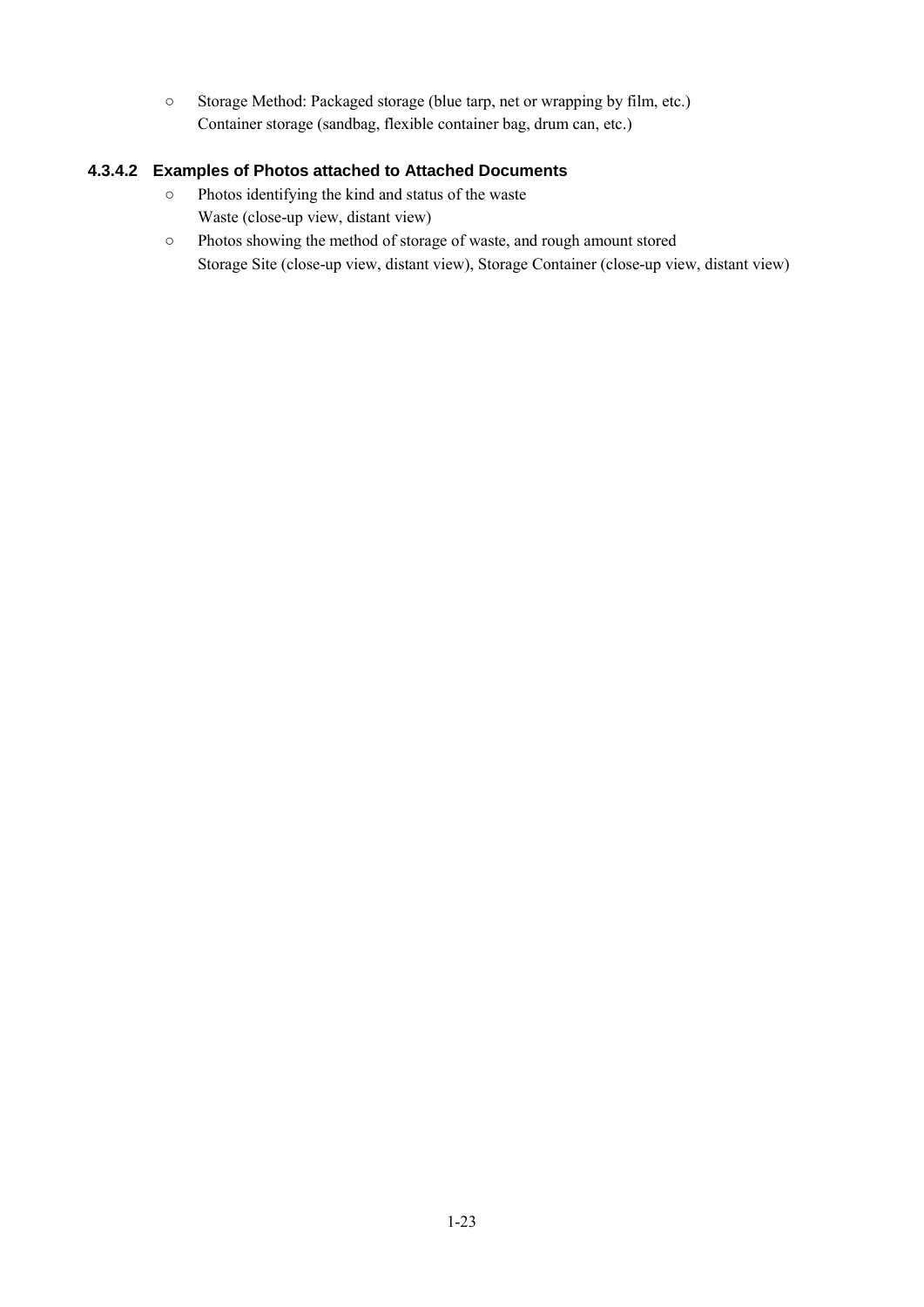○ Storage Method: Packaged storage (blue tarp, net or wrapping by film, etc.)
  Container storage (sandbag, flexible container bag, drum can, etc.)

#### 4.3.4.2 Examples of Photos attached to Attached Documents

○ Photos identifying the kind and status of the waste
  Waste (close-up view, distant view)

○ Photos showing the method of storage of waste, and rough amount stored
  Storage Site (close-up view, distant view), Storage Container (close-up view, distant view)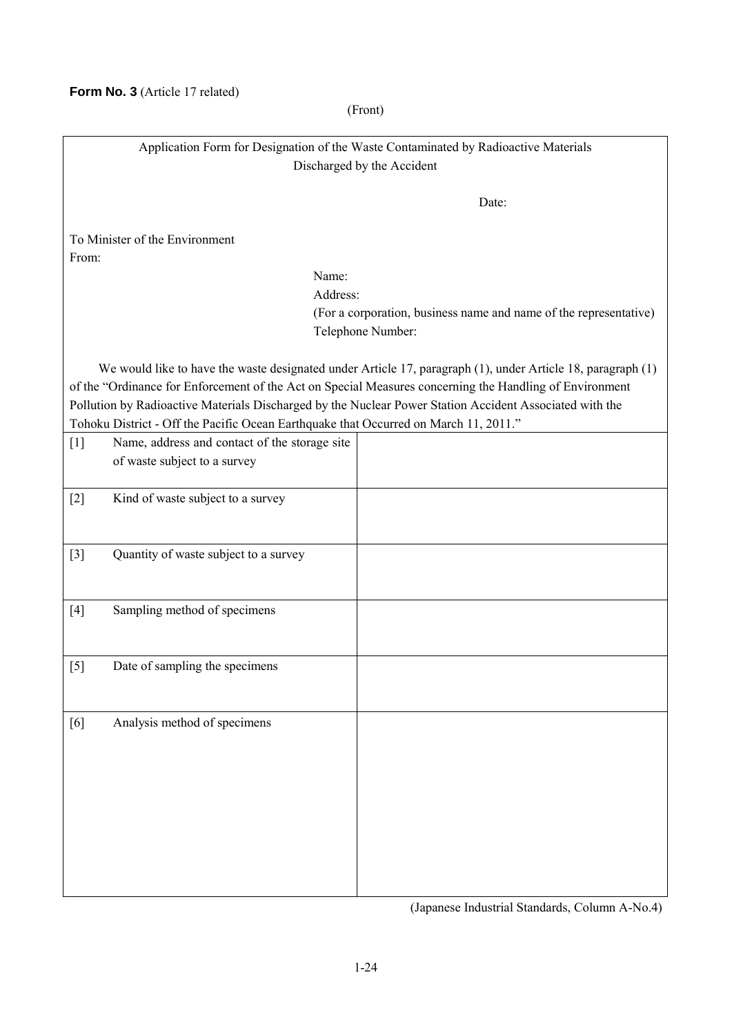**Form No. 3** (Article 17 related)

(Front)

Application Form for Designation of the Waste Contaminated by Radioactive Materials Discharged by the Accident

Date:

To Minister of the Environment

From:

Name:

Address:

(For a corporation, business name and name of the representative)

Telephone Number:

We would like to have the waste designated under Article 17, paragraph (1), under Article 18, paragraph (1) of the "Ordinance for Enforcement of the Act on Special Measures concerning the Handling of Environment Pollution by Radioactive Materials Discharged by the Nuclear Power Station Accident Associated with the Tohoku District - Off the Pacific Ocean Earthquake that Occurred on March 11, 2011."

| | |
|---|---|
| [1] Name, address and contact of the storage site of waste subject to a survey | |
| [2] Kind of waste subject to a survey | |
| [3] Quantity of waste subject to a survey | |
| [4] Sampling method of specimens | |
| [5] Date of sampling the specimens | |
| [6] Analysis method of specimens | |

(Japanese Industrial Standards, Column A-No.4)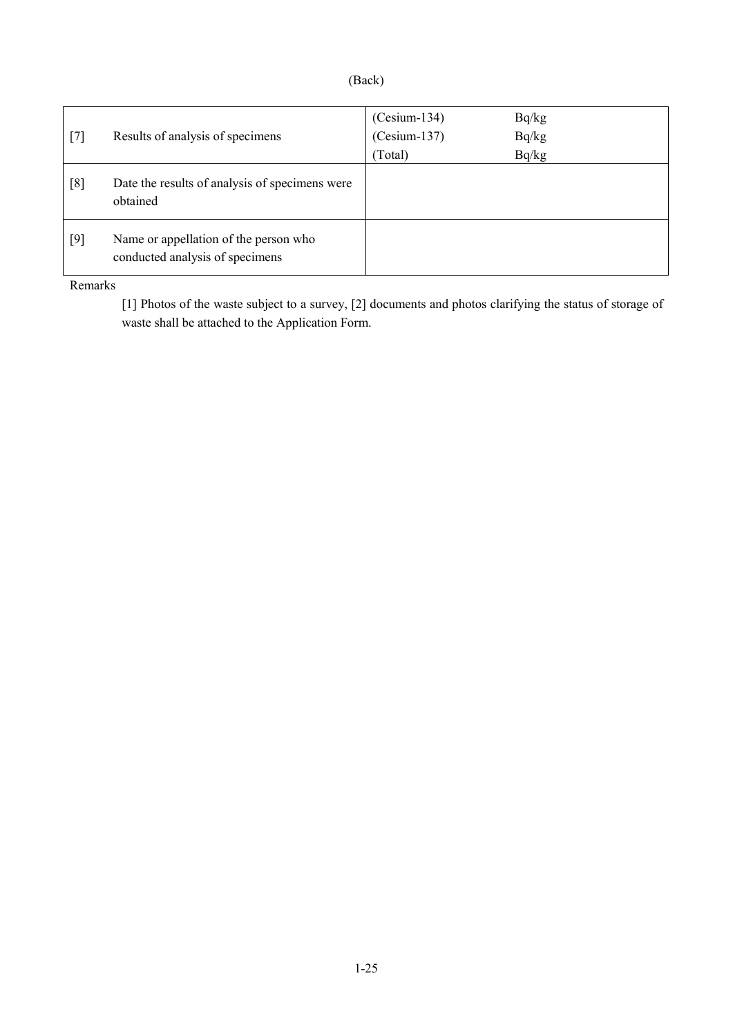(Back)

| | | |
|---|---|---|
| [7] | Results of analysis of specimens | (Cesium-134) Bq/kg<br>(Cesium-137) Bq/kg<br>(Total) Bq/kg |
| [8] | Date the results of analysis of specimens were obtained | |
| [9] | Name or appellation of the person who conducted analysis of specimens | |

Remarks

[1] Photos of the waste subject to a survey, [2] documents and photos clarifying the status of storage of waste shall be attached to the Application Form.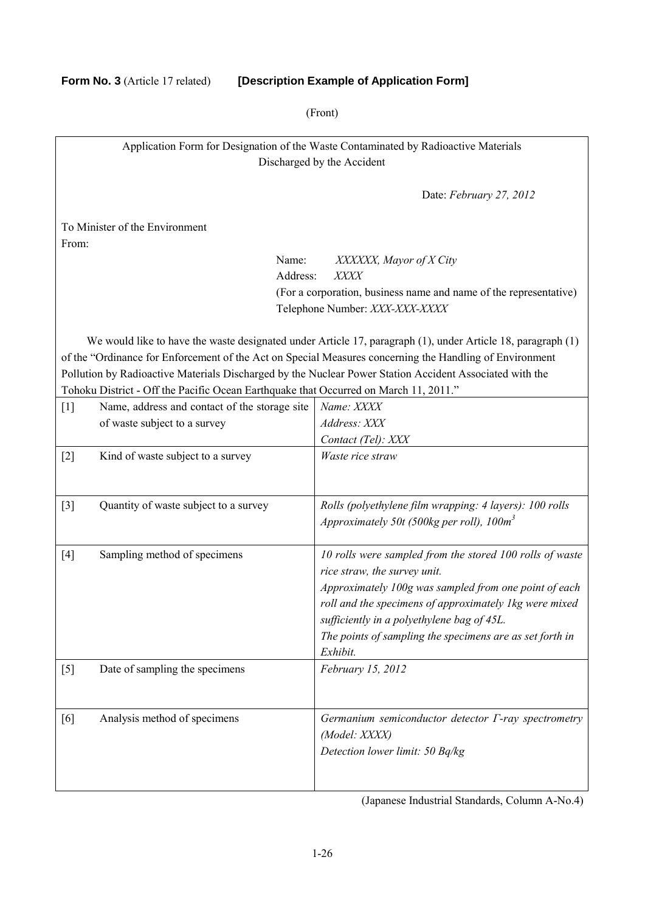**Form No. 3** (Article 17 related) **[Description Example of Application Form]**

(Front)

Application Form for Designation of the Waste Contaminated by Radioactive Materials Discharged by the Accident

Date: *February 27, 2012*

To Minister of the Environment

From:

Name: *XXXXXX, Mayor of X City*

Address: *XXXX*

(For a corporation, business name and name of the representative)

Telephone Number: *XXX-XXX-XXXX*

We would like to have the waste designated under Article 17, paragraph (1), under Article 18, paragraph (1) of the "Ordinance for Enforcement of the Act on Special Measures concerning the Handling of Environment Pollution by Radioactive Materials Discharged by the Nuclear Power Station Accident Associated with the Tohoku District - Off the Pacific Ocean Earthquake that Occurred on March 11, 2011."

| | | |
|---|---|---|
| [1] | Name, address and contact of the storage site of waste subject to a survey | *Name: XXXX*<br>*Address: XXX*<br>*Contact (Tel): XXX* |
| [2] | Kind of waste subject to a survey | *Waste rice straw* |
| [3] | Quantity of waste subject to a survey | *Rolls (polyethylene film wrapping: 4 layers): 100 rolls*<br>*Approximately 50t (500kg per roll), 100m$^3$* |
| [4] | Sampling method of specimens | *10 rolls were sampled from the stored 100 rolls of waste rice straw, the survey unit.*<br>*Approximately 100g was sampled from one point of each roll and the specimens of approximately 1kg were mixed sufficiently in a polyethylene bag of 45L.*<br>*The points of sampling the specimens are as set forth in Exhibit.* |
| [5] | Date of sampling the specimens | *February 15, 2012* |
| [6] | Analysis method of specimens | *Germanium semiconductor detector Γ-ray spectrometry (Model: XXXX)*<br>*Detection lower limit: 50 Bq/kg* |

(Japanese Industrial Standards, Column A-No.4)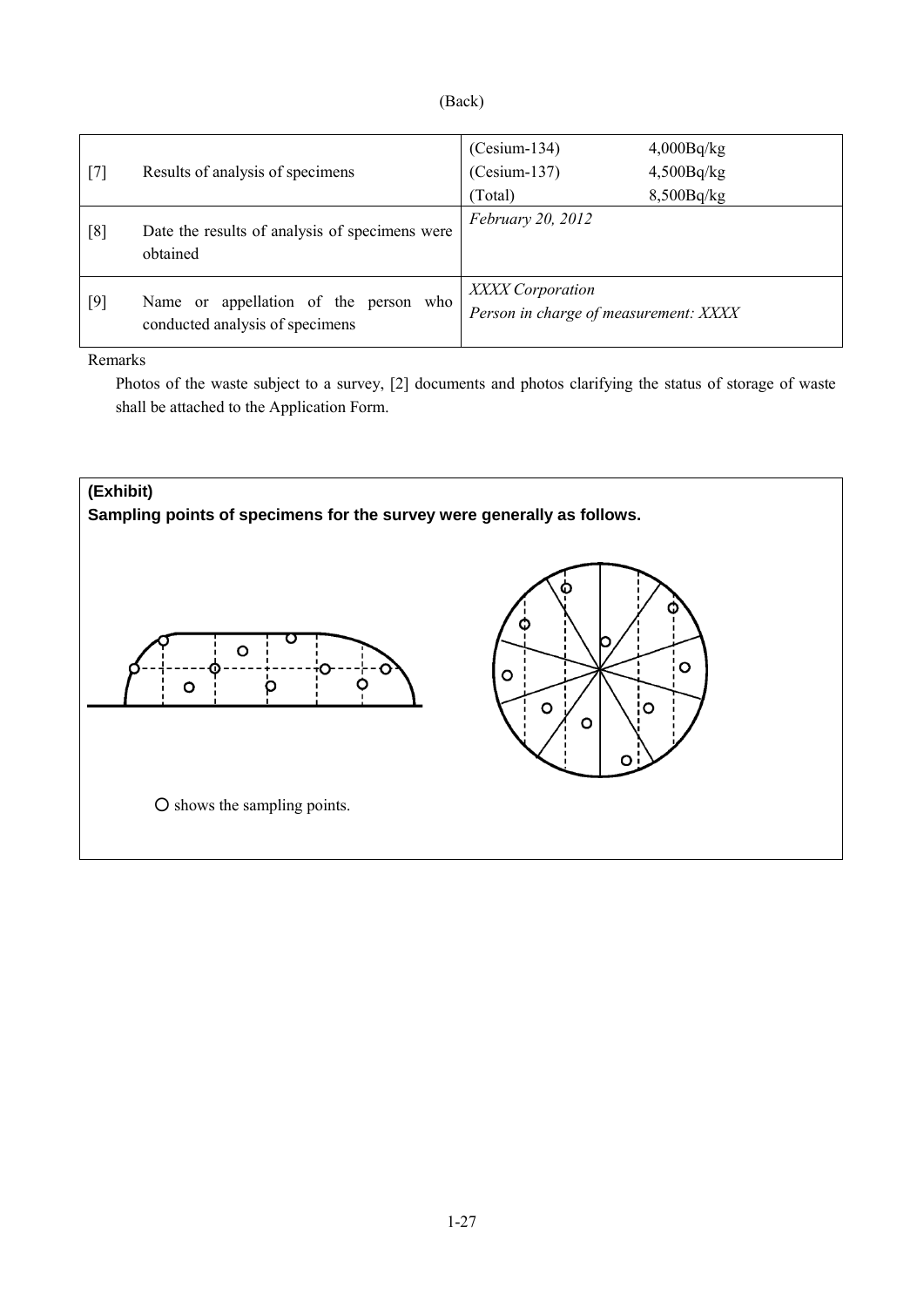(Back)

| | | |
|---|---|---|
| [7] | Results of analysis of specimens | (Cesium-134) 4,000Bq/kg<br>(Cesium-137) 4,500Bq/kg<br>(Total) 8,500Bq/kg |
| [8] | Date the results of analysis of specimens were obtained | *February 20, 2012* |
| [9] | Name or appellation of the person who conducted analysis of specimens | *XXXX Corporation*<br>*Person in charge of measurement: XXXX* |

Remarks

Photos of the waste subject to a survey, [2] documents and photos clarifying the status of storage of waste shall be attached to the Application Form.

**(Exhibit)**
**Sampling points of specimens for the survey were generally as follows.**

○ shows the sampling points.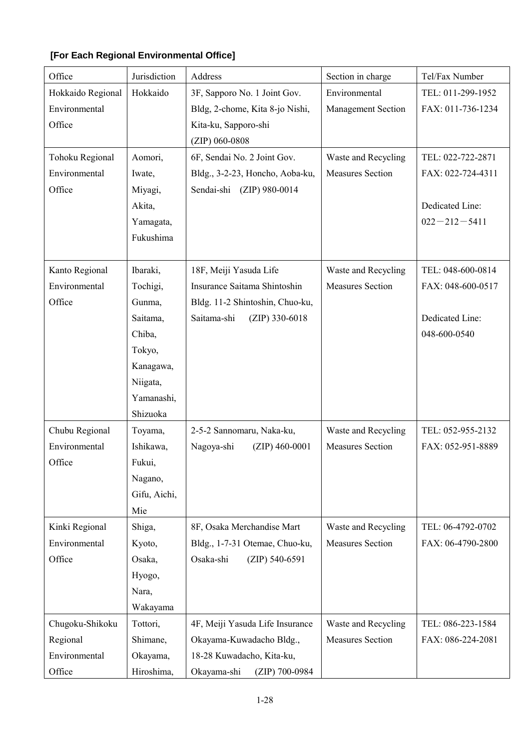**[For Each Regional Environmental Office]**

| Office | Jurisdiction | Address | Section in charge | Tel/Fax Number |
|---|---|---|---|---|
| Hokkaido Regional Environmental Office | Hokkaido | 3F, Sapporo No. 1 Joint Gov. Bldg, 2-chome, Kita 8-jo Nishi, Kita-ku, Sapporo-shi (ZIP) 060-0808 | Environmental Management Section | TEL: 011-299-1952 FAX: 011-736-1234 |
| Tohoku Regional Environmental Office | Aomori, Iwate, Miyagi, Akita, Yamagata, Fukushima | 6F, Sendai No. 2 Joint Gov. Bldg., 3-2-23, Honcho, Aoba-ku, Sendai-shi (ZIP) 980-0014 | Waste and Recycling Measures Section | TEL: 022-722-2871 FAX: 022-724-4311 Dedicated Line: 022－212－5411 |
| Kanto Regional Environmental Office | Ibaraki, Tochigi, Gunma, Saitama, Chiba, Tokyo, Kanagawa, Niigata, Yamanashi, Shizuoka | 18F, Meiji Yasuda Life Insurance Saitama Shintoshin Bldg. 11-2 Shintoshin, Chuo-ku, Saitama-shi (ZIP) 330-6018 | Waste and Recycling Measures Section | TEL: 048-600-0814 FAX: 048-600-0517 Dedicated Line: 048-600-0540 |
| Chubu Regional Environmental Office | Toyama, Ishikawa, Fukui, Nagano, Gifu, Aichi, Mie | 2-5-2 Sannomaru, Naka-ku, Nagoya-shi (ZIP) 460-0001 | Waste and Recycling Measures Section | TEL: 052-955-2132 FAX: 052-951-8889 |
| Kinki Regional Environmental Office | Shiga, Kyoto, Osaka, Hyogo, Nara, Wakayama | 8F, Osaka Merchandise Mart Bldg., 1-7-31 Otemae, Chuo-ku, Osaka-shi (ZIP) 540-6591 | Waste and Recycling Measures Section | TEL: 06-4792-0702 FAX: 06-4790-2800 |
| Chugoku-Shikoku Regional Environmental Office | Tottori, Shimane, Okayama, Hiroshima, | 4F, Meiji Yasuda Life Insurance Okayama-Kuwadacho Bldg., 18-28 Kuwadacho, Kita-ku, Okayama-shi (ZIP) 700-0984 | Waste and Recycling Measures Section | TEL: 086-223-1584 FAX: 086-224-2081 |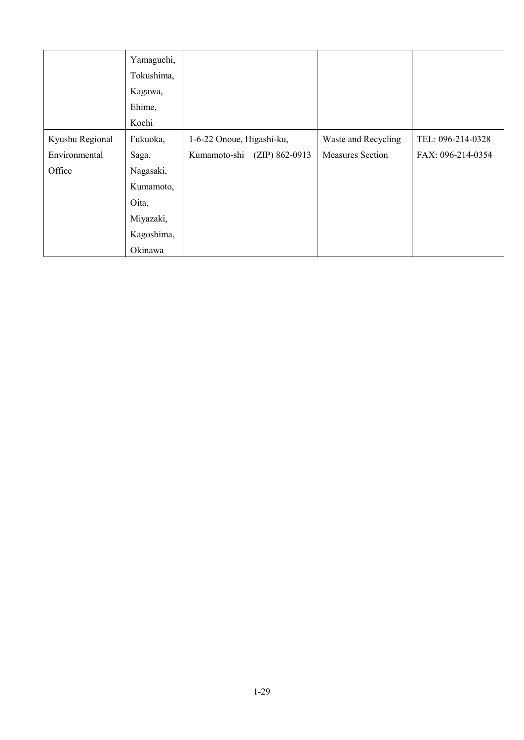| | | | | |
|---|---|---|---|---|
| | Yamaguchi, Tokushima, Kagawa, Ehime, Kochi | | | |
| Kyushu Regional Environmental Office | Fukuoka, Saga, Nagasaki, Kumamoto, Oita, Miyazaki, Kagoshima, Okinawa | 1-6-22 Onoue, Higashi-ku, Kumamoto-shi (ZIP) 862-0913 | Waste and Recycling Measures Section | TEL: 096-214-0328<br>FAX: 096-214-0354 |